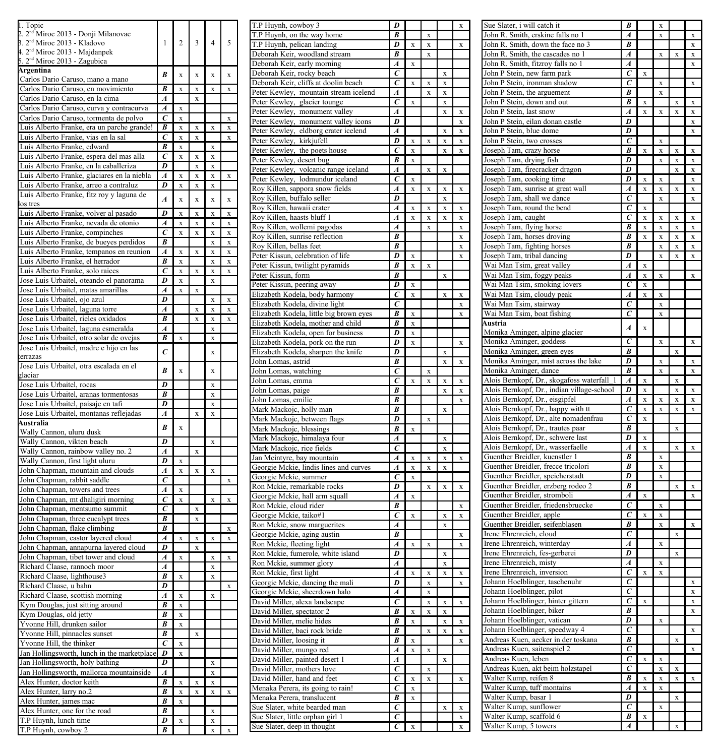| 1. Topic<br>2. 2nd Miroc 2013 - Donji Milanovac<br>3. 2nd Miroc 2013 - Kladovo<br>4. 2nd Miroc 2013 - Majdanpek<br>5. 2nd Miroc 2013 - Zagubica | 1 | 2 | 3 | 4 | 5 |
|---|---|---|---|---|---|
| **Argentina**<br>Carlos Dario Caruso, mano a mano | ***B*** | x | x | x | x |
| Carlos Dario Caruso, en movimiento | ***B*** | x | x | x | x |
| Carlos Dario Caruso, en la cima | ***A*** | | x | | |
| Carlos Dario Caruso, curva y contracurva | ***A*** | x | | | |
| Carlos Dario Caruso, tormenta de polvo | ***C*** | x | | | x |
| Luis Alberto Franke, era un parche grande! | ***B*** | x | x | x | x |
| Luis Alberto Franke, vias en la sal | ***C*** | x | x | | x |
| Luis Alberto Franke, edward | ***B*** | x | | x | |
| Luis Alberto Franke, espera del mas alla | ***C*** | x | x | x | |
| Luis Alberto Franke, en la caballeriza | ***D*** | | x | x | |
| Luis Alberto Franke, glaciares en la niebla | ***A*** | x | x | x | x |
| Luis Alberto Franke, arreo a contraluz | ***D*** | x | x | x | |
| Luis Alberto Franke, fitz roy y laguna de los tres | ***A*** | x | x | x | x |
| Luis Alberto Franke, volver al pasado | ***D*** | x | x | x | x |
| Luis Alberto Franke, nevada de otonio | ***A*** | x | x | x | x |
| Luis Alberto Franke, compinches | ***C*** | x | x | x | x |
| Luis Alberto Franke, de bueyes perdidos | ***B*** | | | x | x |
| Luis Alberto Franke, tempanos en reunion | ***A*** | x | x | x | x |
| Luis Alberto Franke, el herrador | ***B*** | x | | x | x |
| Luis Alberto Franke, solo raices | ***C*** | x | x | x | x |
| Jose Luis Urbaitel, oteando el panorama | ***D*** | x | | x | |
| Jose Luis Urbaitel, matas amarillas | ***A*** | x | x | | |
| Jose Luis Urbaitel, ojo azul | ***D*** | | | x | x |
| Jose Luis Urbaitel, laguna torre | ***A*** | | x | x | x |
| Jose Luis Urbaitel, rieles oxidados | ***B*** | | x | x | x |
| Jose Luis Urbaitel, laguna esmeralda | ***A*** | | | x | |
| Jose Luis Urbaitel, otro solar de ovejas | ***B*** | x | | x | |
| Jose Luis Urbaitel, madre e hijo en las terrazas | ***C*** | | | x | |
| Jose Luis Urbaitel, otra escalada en el glaciar | ***B*** | x | | x | |
| Jose Luis Urbaitel, rocas | ***D*** | | | x | |
| Jose Luis Urbaitel, aranas tormentosas | ***B*** | | | x | |
| Jose Luis Urbaitel, paisaje en tafi | ***D*** | | | x | |
| Jose Luis Urbaitel, montanas reflejadas | ***A*** | | x | x | |
| **Australia**<br>Wally Cannon, uluru dusk | ***B*** | x | | | |
| Wally Cannon, vikten beach | ***D*** | | | x | |
| Wally Cannon, rainbow valley no. 2 | ***A*** | | x | | |
| Wally Cannon, first light uluru | ***D*** | x | | | |
| John Chapman, mountain and clouds | ***A*** | x | x | x | |
| John Chapman, rabbit saddle | ***C*** | | | | x |
| John Chapman, towers and trees | ***A*** | x | | | |
| John Chapman, mt dhaligiri morning | ***C*** | x | | x | x |
| John Chapman, mentsumo summit | ***C*** | | x | | |
| John Chapman, three eucalypt trees | ***B*** | | x | | |
| John Chapman, flake climbing | ***B*** | | | | x |
| John Chapman, castor layered cloud | ***A*** | x | x | x | x |
| John Chapman, annapurna layered cloud | ***D*** | | x | | |
| John Chapman, tibet tower and cloud | ***A*** | x | | x | x |
| Richard Claase, rannoch moor | ***A*** | | | x | |
| Richard Claase, lighthouse3 | ***B*** | x | | x | |
| Richard Claase, u bahn | ***D*** | | | | x |
| Richard Claase, scottish morning | ***A*** | x | | x | |
| Kym Douglas, just sitting around | ***B*** | x | | | |
| Kym Douglas, old jetty | ***B*** | x | | | |
| Yvonne Hill, drunken sailor | ***B*** | x | | | |
| Yvonne Hill, pinnacles sunset | ***B*** | | x | | |
| Yvonne Hill, the thinker | ***C*** | x | | | |
| Jan Hollingsworth, lunch in the marketplace | ***D*** | x | | | |
| Jan Hollingsworth, holy bathing | ***D*** | | | x | |
| Jan Hollingsworth, mallorca mountainside | ***A*** | | | x | |
| Alex Hunter, doctor keith | ***B*** | x | x | x | |
| Alex Hunter, larry no.2 | ***B*** | x | x | x | x |
| Alex Hunter, james mac | ***B*** | x | | | |
| Alex Hunter, one for the road | ***B*** | | | x | |
| T.P Huynh, lunch time | ***D*** | x | | x | |
| T.P Huynh, cowboy 2 | ***B*** | | | x | x |
| T.P Huynh, cowboy 3 | ***D*** | | | | x |
| T.P Huynh, on the way home | ***B*** | | x | | |
| T.P Huynh, pelican landing | ***D*** | x | x | | x |
| Deborah Keir, woodland stream | ***B*** | | x | | |
| Deborah Keir, early morning | ***A*** | x | | | |
| Deborah Keir, rocky beach | ***C*** | | | x | |
| Deborah Keir, cliffs at doolin beach | ***C*** | x | x | x | |
| Peter Kewley, mountain stream icelend | ***A*** | | x | x | |
| Peter Kewley, glacier tounge | ***C*** | x | | x | |
| Peter Kewley, monument valley | ***A*** | | | x | x |
| Peter Kewley, monument valley icons | ***D*** | | | | x |
| Peter Kewley, eldborg crater icelend | ***A*** | | | x | x |
| Peter Kewley, kirkjufell | ***D*** | x | x | x | x |
| Peter Kewley, the poets house | ***C*** | x | | x | x |
| Peter Kewley, desert bug | ***B*** | x | | | |
| Peter Kewley, volcanic range iceland | ***A*** | | x | x | |
| Peter Kewley, lodmundur iceland | ***C*** | x | | | |
| Roy Killen, sappora snow fields | ***A*** | x | x | x | x |
| Roy Killen, buffalo seller | ***D*** | | | x | |
| Roy Killen, hawaii crater | ***A*** | x | x | x | x |
| Roy Killen, haasts bluff 1 | ***A*** | x | x | x | x |
| Roy Killen, wollemi pagodas | ***A*** | | x | | x |
| Roy Killen, sunrise reflection | ***B*** | | | | x |
| Roy Killen, bellas feet | ***B*** | | | | x |
| Peter Kissun, celebration of life | ***D*** | x | | | x |
| Peter Kissun, twilight pyramids | ***B*** | x | x | | |
| Peter Kissun, form | ***B*** | | | x | |
| Peter Kissun, peering away | ***D*** | x | | | |
| Elizabeth Kodela, body harmony | ***C*** | x | | x | x |
| Elizabeth Kodela, divine light | ***C*** | | | | x |
| Elizabeth Kodela, little big brown eyes | ***B*** | x | | | x |
| Elizabeth Kodela, mother and child | ***B*** | x | | | |
| Elizabeth Kodela, open for business | ***D*** | x | | | |
| Elizabeth Kodela, pork on the run | ***D*** | x | | | x |
| Elizabeth Kodela, sharpen the knife | ***D*** | | | x | |
| John Lomas, astrid | ***B*** | | | x | x |
| John Lomas, watching | ***C*** | | x | | |
| John Lomas, emma | ***C*** | x | x | x | x |
| John Lomas, paige | ***B*** | | | x | x |
| John Lomas, emilie | ***B*** | | | | x |
| Mark Mackojc, holly man | ***B*** | | | x | |
| Mark Mackojc, between flags | ***D*** | | x | | |
| Mark Mackojc, blessings | ***B*** | x | | | |
| Mark Mackojc, himalaya four | ***A*** | | | x | |
| Mark Mackojc, rice fields | ***C*** | | | x | |
| Jan Mcintyre, bay mountain | ***A*** | x | x | x | x |
| Georgie Mckie, lindis lines and curves | ***A*** | x | x | x | |
| Georgie Mckie, summer | ***C*** | x | | | |
| Ron Mckie, remarkable rocks | ***D*** | | x | x | x |
| Georgie Mckie, hall arm squall | ***A*** | x | | | |
| Ron Mckie, cloud rider | ***B*** | | | | x |
| Georgie Mckie, taiko#1 | ***C*** | x | | x | x |
| Ron Mckie, snow marguerites | ***A*** | | | x | |
| Georgie Mckie, aging austin | ***B*** | | | | x |
| Ron Mckie, fleeting light | ***A*** | x | x | | x |
| Ron Mckie, fumerole, white island | ***D*** | | | x | |
| Ron Mckie, summer glory | ***A*** | | | x | |
| Ron Mckie, first light | ***A*** | x | x | x | x |
| Georgie Mckie, dancing the mali | ***D*** | | x | | x |
| Georgie Mckie, sheerdown halo | ***A*** | | x | | |
| David Miller, alexa landscape | ***C*** | | x | x | x |
| David Miller, spectator 2 | ***B*** | x | x | x | |
| David Miller, melie hides | ***B*** | x | | x | x |
| David Miller, baci rock bride | ***B*** | | x | x | x |
| David Miller, loosing it | ***B*** | x | | | x |
| David Miller, mungo red | ***A*** | x | x | | |
| David Miller, painted desert 1 | ***A*** | | | x | |
| David Miller, mothers love | ***C*** | | x | | |
| David Miller, hand and feet | ***C*** | x | x | | x |
| Menaka Perera, its going to rain! | ***C*** | x | | | |
| Menaka Perera, translucent | ***B*** | x | | | |
| Sue Slater, white bearded man | ***C*** | | | x | x |
| Sue Slater, little orphan girl 1 | ***C*** | | | | x |
| Sue Slater, deep in thought | ***C*** | x | | | x |
| Sue Slater, i will catch it | ***B*** | | x | | |
| John R. Smith, erskine falls no 1 | ***A*** | | x | | x |
| John R. Smith, down the face no 3 | ***B*** | | | | x |
| John R. Smith, the cascades no 1 | ***A*** | | x | x | x |
| John R. Smith, fitzroy falls no 1 | ***A*** | | | | x |
| John P Stein, new farm park | ***C*** | x | | | |
| John P Stein, ironman shadow | ***C*** | | x | | x |
| John P Stein, the arguement | ***B*** | | x | | |
| John P Stein, down and out | ***B*** | x | | x | x |
| John P Stein, last snow | ***A*** | x | x | x | x |
| John P Stein, eilan donan castle | ***D*** | | | | x |
| John P Stein, blue dome | ***D*** | | | | x |
| John P Stein, two crosses | ***C*** | | x | | |
| Joseph Tam, crazy horse | ***B*** | x | x | x | x |
| Joseph Tam, drying fish | ***D*** | | x | x | x |
| Joseph Tam, firecracker dragon | ***D*** | | | x | x |
| Joseph Tam, cooking time | ***D*** | x | x | | x |
| Joseph Tam, sunrise at great wall | ***A*** | x | x | x | x |
| Joseph Tam, shall we dance | ***C*** | | x | | x |
| Joseph Tam, round the bend | ***C*** | x | | | |
| Joseph Tam, caught | ***C*** | x | x | x | x |
| Joseph Tam, flying horse | ***B*** | x | x | x | x |
| Joseph Tam, horses droving | ***B*** | x | x | x | x |
| Joseph Tam, fighting horses | ***B*** | | x | x | x |
| Joseph Tam, tribal dancing | ***D*** | | x | x | x |
| Wai Man Tsim, great valley | ***A*** | x | | | |
| Wai Man Tsim, foggy peaks | ***A*** | x | x | | x |
| Wai Man Tsim, smoking lovers | ***C*** | x | | | |
| Wai Man Tsim, cloudy peak | ***A*** | x | x | | |
| Wai Man Tsim, stairway | ***C*** | | x | | |
| Wai Man Tsim, boat fishing | ***C*** | | x | | |
| **Austria**<br>Monika Aminger, alpine glacier | ***A*** | x | | | |
| Monika Aminger, goddess | ***C*** | | x | | x |
| Monika Aminger, green eyes | ***B*** | | | x | |
| Monika Aminger, mist across the lake | ***D*** | | x | | x |
| Monika Aminger, dance | ***B*** | | x | | x |
| Alois Bernkopf, Dr., skogafoss waterfall 1 | ***A*** | x | | x | |
| Alois Bernkopf, Dr., indian village-school | ***D*** | x | | x | x |
| Alois Bernkopf, Dr., eisgipfel | ***A*** | x | x | x | x |
| Alois Bernkopf, Dr., happy with tt | ***C*** | x | x | x | x |
| Alois Bernkopf, Dr., alte nomadenfrau | ***C*** | x | | | |
| Alois Bernkopf, Dr., trautes paar | ***B*** | | | x | |
| Alois Bernkopf, Dr., schwere last | ***D*** | x | | | |
| Alois Bernkopf, Dr., wasserfaelle | ***A*** | x | | x | x |
| Guenther Breidler, kuenstler 1 | ***B*** | | x | | |
| Guenther Breidler, frecce tricolori | ***B*** | | x | | |
| Guenther Breidler, speicherstadt | ***D*** | | x | | |
| Guenther Breidler, erzberg rodeo 2 | ***B*** | | | x | x |
| Guenther Breidler, stromboli | ***A*** | x | | | x |
| Guenther Breidler, friedensbruecke | ***C*** | | x | | |
| Guenther Breidler, apple | ***C*** | x | x | | |
| Guenther Breidler, seifenblasen | ***B*** | | x | | x |
| Irene Ehrenreich, cloud | ***C*** | | | x | |
| Irene Ehrenreich, winterday | ***A*** | | x | | |
| Irene Ehrenreich, fes-gerberei | ***D*** | | | x | |
| Irene Ehrenreich, misty | ***A*** | | x | | |
| Irene Ehrenreich, inversion | ***C*** | x | x | | |
| Johann Hoelblinger, taschenuhr | ***C*** | | | | x |
| Johann Hoelblinger, pilot | ***C*** | | | | x |
| Johann Hoelblinger, hinter gittern | ***C*** | x | | | x |
| Johann Hoelblinger, biker | ***B*** | | | | x |
| Johann Hoelblinger, vatican | ***D*** | | x | | |
| Johann Hoelblinger, speedway 4 | ***C*** | | | | x |
| Andreas Kuen, aecker in der toskana | ***B*** | | | x | |
| Andreas Kuen, saitenspiel 2 | ***C*** | | | | x |
| Andreas Kuen, leben | ***C*** | x | x | | |
| Andreas Kuen, akt beim holzstapel | ***C*** | | x | x | |
| Walter Kump, reifen 8 | ***B*** | x | x | x | x |
| Walter Kump, tuff montains | ***A*** | x | x | | |
| Walter Kump, basar 1 | ***D*** | | | x | |
| Walter Kump, sunflower | ***C*** | | x | | |
| Walter Kump, scaffold 6 | ***B*** | x | | | |
| Walter Kump, 5 towers | ***A*** | | | x | |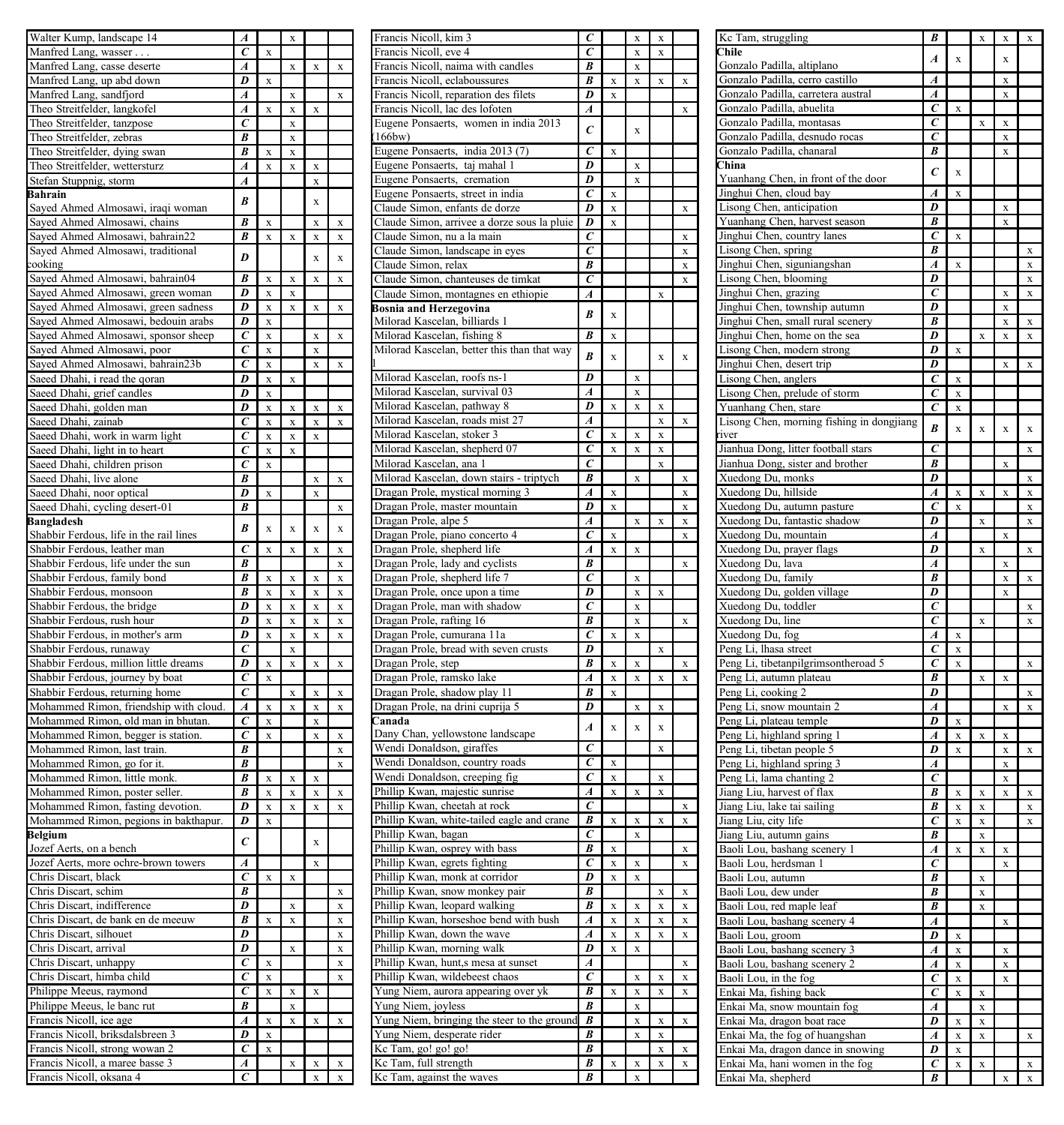| | | | | | |
|---|---|---|---|---|---|
| Walter Kump, landscape 14 | *A* | | x | | |
| Manfred Lang, wasser . . . | *C* | x | | | |
| Manfred Lang, casse deserte | *A* | | x | x | x |
| Manfred Lang, up abd down | *D* | x | | | |
| Manfred Lang, sandfjord | *A* | | x | | x |
| Theo Streitfelder, langkofel | *A* | x | x | x | |
| Theo Streitfelder, tanzpose | *C* | | x | | |
| Theo Streitfelder, zebras | *B* | | x | | |
| Theo Streitfelder, dying swan | *B* | x | x | | |
| Theo Streitfelder, wettersturz | *A* | x | x | x | |
| Stefan Stuppnig, storm | *A* | | | x | |
| **Bahrain** | | | | | |
| Sayed Ahmed Almosawi, iraqi woman | *B* | | | x | |
| Sayed Ahmed Almosawi, chains | *B* | x | | x | x |
| Sayed Ahmed Almosawi, bahrain22 | *B* | x | x | x | x |
| Sayed Ahmed Almosawi, traditional cooking | *D* | | | x | x |
| Sayed Ahmed Almosawi, bahrain04 | *B* | x | x | x | x |
| Sayed Ahmed Almosawi, green woman | *D* | x | x | | |
| Sayed Ahmed Almosawi, green sadness | *D* | x | x | x | x |
| Sayed Ahmed Almosawi, bedouin arabs | *D* | x | | | |
| Sayed Ahmed Almosawi, sponsor sheep | *C* | x | | x | x |
| Sayed Ahmed Almosawi, poor | *C* | x | | x | |
| Sayed Ahmed Almosawi, bahrain23b | *C* | x | | x | x |
| Saeed Dhahi, i read the qoran | *D* | x | x | | |
| Saeed Dhahi, grief candles | *D* | x | | | |
| Saeed Dhahi, golden man | *D* | x | x | x | x |
| Saeed Dhahi, zainab | *C* | x | x | x | x |
| Saeed Dhahi, work in warm light | *C* | x | x | x | |
| Saeed Dhahi, light in to heart | *C* | x | x | | |
| Saeed Dhahi, children prison | *C* | x | | | |
| Saeed Dhahi, live alone | *B* | | | x | x |
| Saeed Dhahi, noor optical | *D* | x | | x | |
| Saeed Dhahi, cycling desert-01 | *B* | | | | x |
| **Bangladesh** | | | | | |
| Shabbir Ferdous, life in the rail lines | *B* | x | x | x | x |
| Shabbir Ferdous, leather man | *C* | x | x | x | x |
| Shabbir Ferdous, life under the sun | *B* | | | | x |
| Shabbir Ferdous, family bond | *B* | x | x | x | x |
| Shabbir Ferdous, monsoon | *B* | x | x | x | x |
| Shabbir Ferdous, the bridge | *D* | x | x | x | x |
| Shabbir Ferdous, rush hour | *D* | x | x | x | x |
| Shabbir Ferdous, in mother's arm | *D* | x | x | x | x |
| Shabbir Ferdous, runaway | *C* | | x | | |
| Shabbir Ferdous, million little dreams | *D* | x | x | x | x |
| Shabbir Ferdous, journey by boat | *C* | x | | | |
| Shabbir Ferdous, returning home | *C* | | x | x | x |
| Mohammed Rimon, friendship with cloud. | *A* | x | x | x | x |
| Mohammed Rimon, old man in bhutan. | *C* | x | | x | |
| Mohammed Rimon, begger is station. | *C* | x | | x | x |
| Mohammed Rimon, last train. | *B* | | | | x |
| Mohammed Rimon, go for it. | *B* | | | | x |
| Mohammed Rimon, little monk. | *B* | x | x | x | |
| Mohammed Rimon, poster seller. | *B* | x | x | x | x |
| Mohammed Rimon, fasting devotion. | *D* | x | x | x | x |
| Mohammed Rimon, pegions in bakthapur. | *D* | x | | | |
| **Belgium** | | | | | |
| Jozef Aerts, on a bench | *C* | | | x | |
| Jozef Aerts, more ochre-brown towers | *A* | | | x | |
| Chris Discart, black | *C* | x | x | | |
| Chris Discart, schim | *B* | | | | x |
| Chris Discart, indifference | *D* | | x | | x |
| Chris Discart, de bank en de meeuw | *B* | x | x | | x |
| Chris Discart, silhouet | *D* | | | | x |
| Chris Discart, arrival | *D* | | x | | x |
| Chris Discart, unhappy | *C* | x | | | x |
| Chris Discart, himba child | *C* | x | | | x |
| Philippe Meeus, raymond | *C* | x | x | x | |
| Philippe Meeus, le banc rut | *B* | | x | | |
| Francis Nicoll, ice age | *A* | x | x | x | x |
| Francis Nicoll, briksdalsbreen 3 | *D* | x | | | |
| Francis Nicoll, strong wowan 2 | *C* | x | | | |
| Francis Nicoll, a maree basse 3 | *A* | | x | x | x |
| Francis Nicoll, oksana 4 | *C* | | | x | x |
| Francis Nicoll, kim 3 | *C* | | x | x | |
| Francis Nicoll, eve 4 | *C* | | x | x | |
| Francis Nicoll, naima with candles | *B* | | x | | |
| Francis Nicoll, eclaboussures | *B* | x | x | x | x |
| Francis Nicoll, reparation des filets | *D* | x | | | |
| Francis Nicoll, lac des lofoten | *A* | | | | x |
| Eugene Ponsaerts, women in india 2013 (166bw) | *C* | | x | | |
| Eugene Ponsaerts, india 2013 (7) | *C* | x | | | |
| Eugene Ponsaerts, taj mahal 1 | *D* | | x | | |
| Eugene Ponsaerts, cremation | *D* | | x | | |
| Eugene Ponsaerts, street in india | *C* | x | | | |
| Claude Simon, enfants de dorze | *D* | x | | | x |
| Claude Simon, arrivee a dorze sous la pluie | *D* | x | | | |
| Claude Simon, nu a la main | *C* | | | | x |
| Claude Simon, landscape in eyes | *C* | | | | x |
| Claude Simon, relax | *B* | | | | x |
| Claude Simon, chanteuses de timkat | *C* | | | | x |
| Claude Simon, montagnes en ethiopie | *A* | | | x | |
| **Bosnia and Herzegovina** | | | | | |
| Milorad Kascelan, billiards 1 | *B* | x | | | |
| Milorad Kascelan, fishing 8 | *B* | x | | | |
| Milorad Kascelan, better this than that way 1 | *B* | x | | x | x |
| Milorad Kascelan, roofs ns-1 | *D* | | x | | |
| Milorad Kascelan, survival 03 | *A* | | x | | |
| Milorad Kascelan, pathway 8 | *D* | x | x | x | |
| Milorad Kascelan, roads mist 27 | *A* | | | x | x |
| Milorad Kascelan, stoker 3 | *C* | x | x | x | |
| Milorad Kascelan, shepherd 07 | *C* | x | x | x | |
| Milorad Kascelan, ana 1 | *C* | | | x | |
| Milorad Kascelan, down stairs - triptych | *B* | | x | | x |
| Dragan Prole, mystical morning 3 | *A* | x | | | x |
| Dragan Prole, master mountain | *D* | x | | | x |
| Dragan Prole, alpe 5 | *A* | | x | x | x |
| Dragan Prole, piano concerto 4 | *C* | x | | | x |
| Dragan Prole, shepherd life | *A* | x | x | | |
| Dragan Prole, lady and cyclists | *B* | | | | x |
| Dragan Prole, shepherd life 7 | *C* | | x | | |
| Dragan Prole, once upon a time | *D* | | x | x | |
| Dragan Prole, man with shadow | *C* | | x | | |
| Dragan Prole, rafting 16 | *B* | | x | | x |
| Dragan Prole, cumurana 11a | *C* | x | x | | |
| Dragan Prole, bread with seven crusts | *D* | | | x | |
| Dragan Prole, step | *B* | x | x | | x |
| Dragan Prole, ramsko lake | *A* | x | x | x | x |
| Dragan Prole, shadow play 11 | *B* | x | | | |
| Dragan Prole, na drini cuprija 5 | *D* | | x | x | |
| **Canada** | | | | | |
| Dany Chan, yellowstone landscape | *A* | x | x | x | |
| Wendi Donaldson, giraffes | *C* | | | x | |
| Wendi Donaldson, country roads | *C* | x | | | |
| Wendi Donaldson, creeping fig | *C* | x | | x | |
| Phillip Kwan, majestic sunrise | *A* | x | x | x | |
| Phillip Kwan, cheetah at rock | *C* | | | | x |
| Phillip Kwan, white-tailed eagle and crane | *B* | x | x | x | x |
| Phillip Kwan, bagan | *C* | | x | | |
| Phillip Kwan, osprey with bass | *B* | x | | | x |
| Phillip Kwan, egrets fighting | *C* | x | x | | x |
| Phillip Kwan, monk at corridor | *D* | x | x | | |
| Phillip Kwan, snow monkey pair | *B* | | | x | x |
| Phillip Kwan, leopard walking | *B* | x | x | x | x |
| Phillip Kwan, horseshoe bend with bush | *A* | x | x | x | x |
| Phillip Kwan, down the wave | *A* | x | x | x | x |
| Phillip Kwan, morning walk | *D* | x | x | | |
| Phillip Kwan, hunt,s mesa at sunset | *A* | | | | x |
| Phillip Kwan, wildebeest chaos | *C* | | x | x | x |
| Yung Niem, aurora appearing over yk | *B* | x | x | x | x |
| Yung Niem, joyless | *B* | | x | | |
| Yung Niem, bringing the steer to the ground | *B* | | x | x | x |
| Yung Niem, desperate rider | *B* | | x | x | |
| Kc Tam, go! go! go! | *B* | | | x | x |
| Kc Tam, full strength | *B* | x | x | x | x |
| Kc Tam, against the waves | *B* | | x | | |
| Kc Tam, struggling | *B* | | x | x | x |
| **Chile** | | | | | |
| Gonzalo Padilla, altiplano | *A* | x | | x | |
| Gonzalo Padilla, cerro castillo | *A* | | | x | |
| Gonzalo Padilla, carretera austral | *A* | | | x | |
| Gonzalo Padilla, abuelita | *C* | x | | | |
| Gonzalo Padilla, montasas | *C* | | x | x | |
| Gonzalo Padilla, desnudo rocas | *C* | | | x | |
| Gonzalo Padilla, chanaral | *B* | | | x | |
| **China** | | | | | |
| Yuanhang Chen, in front of the door | *C* | x | | | |
| Jinghui Chen, cloud bay | *A* | x | | | |
| Lisong Chen, anticipation | *D* | | | x | |
| Yuanhang Chen, harvest season | *B* | | | x | |
| Jinghui Chen, country lanes | *C* | x | | | |
| Lisong Chen, spring | *B* | | | | x |
| Jinghui Chen, siguniangshan | *A* | x | | | x |
| Lisong Chen, blooming | *D* | | | | x |
| Jinghui Chen, grazing | *C* | | | x | x |
| Jinghui Chen, township autumn | *D* | | | x | |
| Jinghui Chen, small rural scenery | *B* | | | x | x |
| Jinghui Chen, home on the sea | *D* | | x | x | x |
| Lisong Chen, modern strong | *D* | x | | | |
| Jinghui Chen, desert trip | *D* | | | x | x |
| Lisong Chen, anglers | *C* | x | | | |
| Lisong Chen, prelude of storm | *C* | x | | | |
| Yuanhang Chen, stare | *C* | x | | | |
| Lisong Chen, morning fishing in dongjiang river | *B* | x | x | x | x |
| Jianhua Dong, litter football stars | *C* | | | | x |
| Jianhua Dong, sister and brother | *B* | | | x | |
| Xuedong Du, monks | *D* | | | | x |
| Xuedong Du, hillside | *A* | x | x | x | x |
| Xuedong Du, autumn pasture | *C* | x | | | x |
| Xuedong Du, fantastic shadow | *D* | | x | | x |
| Xuedong Du, mountain | *A* | | | x | |
| Xuedong Du, prayer flags | *D* | | x | | x |
| Xuedong Du, lava | *A* | | | x | |
| Xuedong Du, family | *B* | | | x | x |
| Xuedong Du, golden village | *D* | | | x | |
| Xuedong Du, toddler | *C* | | | | x |
| Xuedong Du, line | *C* | | x | | x |
| Xuedong Du, fog | *A* | x | | | |
| Peng Li, lhasa street | *C* | x | | | |
| Peng Li, tibetanpilgrimsontheroad 5 | *C* | x | | | x |
| Peng Li, autumn plateau | *B* | | x | x | |
| Peng Li, cooking 2 | *D* | | | | x |
| Peng Li, snow mountain 2 | *A* | | | x | x |
| Peng Li, plateau temple | *D* | x | | | |
| Peng Li, highland spring 1 | *A* | x | x | x | |
| Peng Li, tibetan people 5 | *D* | x | | x | x |
| Peng Li, highland spring 3 | *A* | | | x | |
| Peng Li, lama chanting 2 | *C* | | | x | |
| Jiang Liu, harvest of flax | *B* | x | x | x | x |
| Jiang Liu, lake tai sailing | *B* | x | x | | x |
| Jiang Liu, city life | *C* | x | x | | x |
| Jiang Liu, autumn gains | *B* | | x | | |
| Baoli Lou, bashang scenery 1 | *A* | x | x | x | |
| Baoli Lou, herdsman 1 | *C* | | | x | |
| Baoli Lou, autumn | *B* | | x | | |
| Baoli Lou, dew under | *B* | | x | | |
| Baoli Lou, red maple leaf | *B* | | x | | |
| Baoli Lou, bashang scenery 4 | *A* | | | x | |
| Baoli Lou, groom | *D* | x | | | |
| Baoli Lou, bashang scenery 3 | *A* | x | | x | |
| Baoli Lou, bashang scenery 2 | *A* | x | | x | |
| Baoli Lou, in the fog | *C* | x | | x | |
| Enkai Ma, fishing back | *C* | x | x | | |
| Enkai Ma, snow mountain fog | *A* | | x | | |
| Enkai Ma, dragon boat race | *D* | x | x | | |
| Enkai Ma, the fog of huangshan | *A* | x | x | | x |
| Enkai Ma, dragon dance in snowing | *D* | x | | | |
| Enkai Ma, hani women in the fog | *C* | x | x | | x |
| Enkai Ma, shepherd | *B* | | | x | x |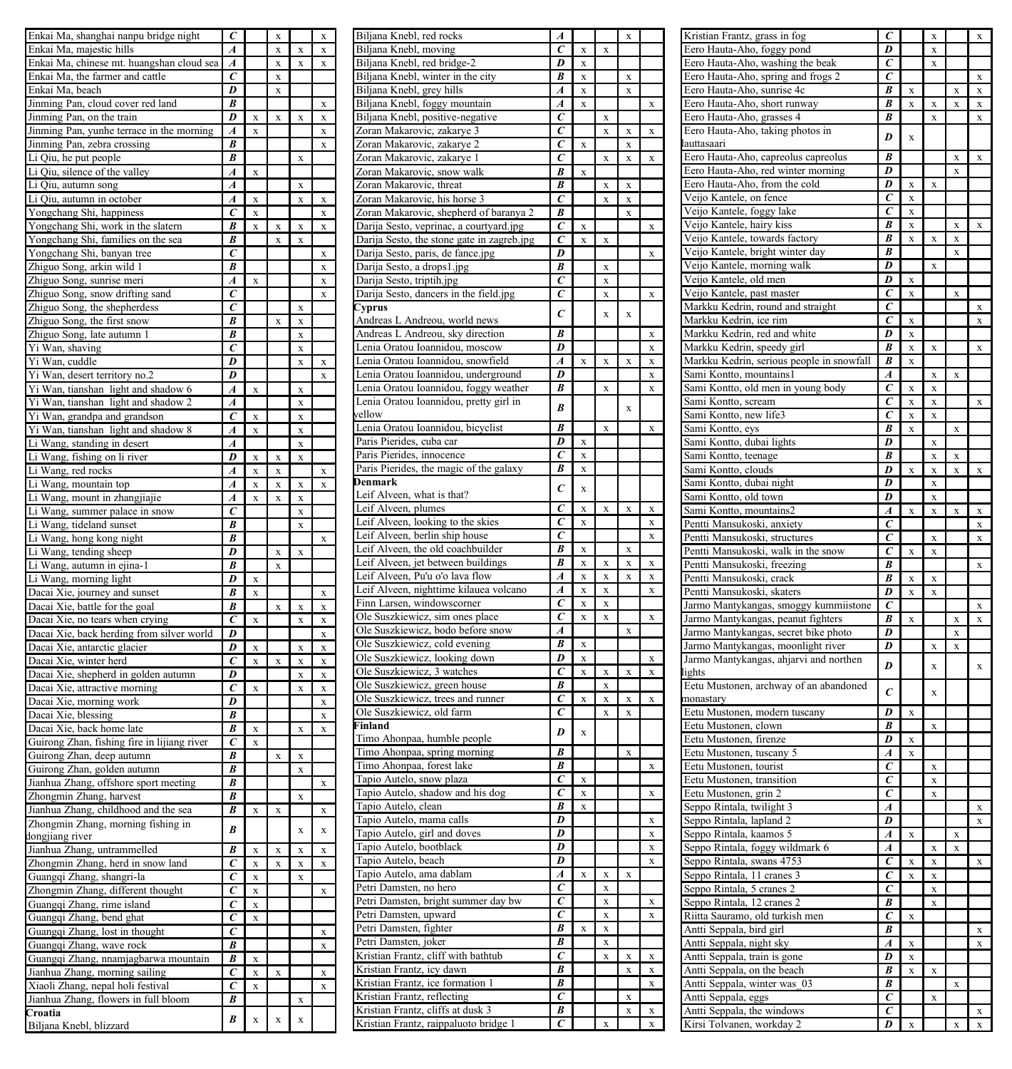| | | | | | |
|---|---|---|---|---|---|
| Enkai Ma, shanghai nanpu bridge night | ***C*** | | x | | x |
| Enkai Ma, majestic hills | ***A*** | | x | x | x |
| Enkai Ma, chinese mt. huangshan cloud sea | ***A*** | | x | x | x |
| Enkai Ma, the farmer and cattle | ***C*** | | x | | |
| Enkai Ma, beach | ***D*** | | x | | |
| Jinming Pan, cloud cover red land | ***B*** | | | | x |
| Jinming Pan, on the train | ***D*** | x | x | x | x |
| Jinming Pan, yunhe terrace in the morning | ***A*** | x | | | x |
| Jinming Pan, zebra crossing | ***B*** | | | | x |
| Li Qiu, he put people | ***B*** | | | x | |
| Li Qiu, silence of the valley | ***A*** | x | | | |
| Li Qiu, autumn song | ***A*** | | | x | |
| Li Qiu, autumn in october | ***A*** | x | | x | x |
| Yongchang Shi, happiness | ***C*** | x | | | x |
| Yongchang Shi, work in the slatern | ***B*** | x | x | x | x |
| Yongchang Shi, families on the sea | ***B*** | | x | x | |
| Yongchang Shi, banyan tree | ***C*** | | | | x |
| Zhiguo Song, arkin wild 1 | ***B*** | | | | x |
| Zhiguo Song, sunrise meri | ***A*** | x | | | x |
| Zhiguo Song, snow drifting sand | ***C*** | | | | x |
| Zhiguo Song, the shepherdess | ***C*** | | | x | |
| Zhiguo Song, the first snow | ***B*** | | x | x | |
| Zhiguo Song, late autumn 1 | ***B*** | | | x | |
| Yi Wan, shaving | ***C*** | | | x | |
| Yi Wan, cuddle | ***D*** | | | x | x |
| Yi Wan, desert territory no.2 | ***D*** | | | | x |
| Yi Wan, tianshan light and shadow 6 | ***A*** | x | | x | |
| Yi Wan, tianshan light and shadow 2 | ***A*** | | | x | |
| Yi Wan, grandpa and grandson | ***C*** | x | | x | |
| Yi Wan, tianshan light and shadow 8 | ***A*** | x | | x | |
| Li Wang, standing in desert | ***A*** | | | x | |
| Li Wang, fishing on li river | ***D*** | x | x | x | |
| Li Wang, red rocks | ***A*** | x | x | | x |
| Li Wang, mountain top | ***A*** | x | x | x | x |
| Li Wang, mount in zhangjiajie | ***A*** | x | x | x | |
| Li Wang, summer palace in snow | ***C*** | | | x | |
| Li Wang, tideland sunset | ***B*** | | | x | |
| Li Wang, hong kong night | ***B*** | | | | x |
| Li Wang, tending sheep | ***D*** | | x | x | |
| Li Wang, autumn in ejina-1 | ***B*** | | x | | |
| Li Wang, morning light | ***D*** | x | | | |
| Dacai Xie, journey and sunset | ***B*** | x | | | x |
| Dacai Xie, battle for the goal | ***B*** | | x | x | x |
| Dacai Xie, no tears when crying | ***C*** | x | | x | x |
| Dacai Xie, back herding from silver world | ***D*** | | | | x |
| Dacai Xie, antarctic glacier | ***D*** | x | | x | x |
| Dacai Xie, winter herd | ***C*** | x | x | x | x |
| Dacai Xie, shepherd in golden autumn | ***D*** | | | x | x |
| Dacai Xie, attractive morning | ***C*** | x | | x | x |
| Dacai Xie, morning work | ***D*** | | | | x |
| Dacai Xie, blessing | ***B*** | | | | x |
| Dacai Xie, back home late | ***B*** | x | | x | x |
| Guirong Zhan, fishing fire in lijiang river | ***C*** | x | | | |
| Guirong Zhan, deep autumn | ***B*** | | x | x | |
| Guirong Zhan, golden autumn | ***B*** | | | x | |
| Jianhua Zhang, offshore sport meeting | ***B*** | | | | x |
| Zhongmin Zhang, harvest | ***B*** | | | x | |
| Jianhua Zhang, childhood and the sea | ***B*** | x | x | | x |
| Zhongmin Zhang, morning fishing in dongjiang river | ***B*** | | | x | x |
| Jianhua Zhang, untrammelled | ***B*** | x | x | x | x |
| Zhongmin Zhang, herd in snow land | ***C*** | x | x | x | x |
| Guangqi Zhang, shangri-la | ***C*** | x | | x | |
| Zhongmin Zhang, different thought | ***C*** | x | | | x |
| Guangqi Zhang, rime island | ***C*** | x | | | |
| Guangqi Zhang, bend ghat | ***C*** | x | | | |
| Guangqi Zhang, lost in thought | ***C*** | | | | x |
| Guangqi Zhang, wave rock | ***B*** | | | | x |
| Guangqi Zhang, nnamjagbarwa mountain | ***B*** | x | | | |
| Jianhua Zhang, morning sailing | ***C*** | x | x | | x |
| Xiaoli Zhang, nepal holi festival | ***C*** | x | | | x |
| Jianhua Zhang, flowers in full bloom | ***B*** | | | x | |
| **Croatia** Biljana Knebl, blizzard | ***B*** | x | x | x | |
| Biljana Knebl, red rocks | ***A*** | | | x | |
| Biljana Knebl, moving | ***C*** | x | x | | |
| Biljana Knebl, red bridge-2 | ***D*** | x | | | |
| Biljana Knebl, winter in the city | ***B*** | x | | x | |
| Biljana Knebl, grey hills | ***A*** | x | | x | |
| Biljana Knebl, foggy mountain | ***A*** | x | | | x |
| Biljana Knebl, positive-negative | ***C*** | | x | | |
| Zoran Makarovic, zakarye 3 | ***C*** | | x | x | x |
| Zoran Makarovic, zakarye 2 | ***C*** | x | | x | |
| Zoran Makarovic, zakarye 1 | ***C*** | | x | x | x |
| Zoran Makarovic, snow walk | ***B*** | x | | | |
| Zoran Makarovic, threat | ***B*** | | x | x | |
| Zoran Makarovic, his horse 3 | ***C*** | | x | x | |
| Zoran Makarovic, shepherd of baranya 2 | ***B*** | | | x | |
| Darija Sesto, veprinac, a courtyard.jpg | ***C*** | x | | | x |
| Darija Sesto, the stone gate in zagreb.jpg | ***C*** | x | x | | |
| Darija Sesto, paris, de fance.jpg | ***D*** | | | | x |
| Darija Sesto, a drops1.jpg | ***B*** | | x | | |
| Darija Sesto, triptih.jpg | ***C*** | | x | | |
| Darija Sesto, dancers in the field.jpg | ***C*** | | x | | x |
| **Cyprus** Andreas L Andreou, world news | ***C*** | | x | x | |
| Andreas L Andreou, sky direction | ***B*** | | | | x |
| Lenia Oratou Ioannidou, moscow | ***D*** | | | | x |
| Lenia Oratou Ioannidou, snowfield | ***A*** | x | x | x | x |
| Lenia Oratou Ioannidou, underground | ***D*** | | | | x |
| Lenia Oratou Ioannidou, foggy weather | ***B*** | | x | | x |
| Lenia Oratou Ioannidou, pretty girl in yellow | ***B*** | | | x | |
| Lenia Oratou Ioannidou, bicyclist | ***B*** | | x | | x |
| Paris Pierides, cuba car | ***D*** | x | | | |
| Paris Pierides, innocence | ***C*** | x | | | |
| Paris Pierides, the magic of the galaxy | ***B*** | x | | | |
| **Denmark** Leif Alveen, what is that? | ***C*** | x | | | |
| Leif Alveen, plumes | ***C*** | x | x | x | x |
| Leif Alveen, looking to the skies | ***C*** | x | | | x |
| Leif Alveen, berlin ship house | ***C*** | | | | x |
| Leif Alveen, the old coachbuilder | ***B*** | x | | x | |
| Leif Alveen, jet between buildings | ***B*** | x | x | x | x |
| Leif Alveen, Pu'u o'o lava flow | ***A*** | x | x | x | x |
| Leif Alveen, nighttime kilauea volcano | ***A*** | x | x | | x |
| Finn Larsen, windowscorner | ***C*** | x | x | | |
| Ole Suszkiewicz, sim ones place | ***C*** | x | x | | x |
| Ole Suszkiewicz, bodo before snow | ***A*** | | | x | |
| Ole Suszkiewicz, cold evening | ***B*** | x | | | |
| Ole Suszkiewicz, looking down | ***D*** | x | | | x |
| Ole Suszkiewicz, 3 watches | ***C*** | x | x | x | x |
| Ole Suszkiewicz, green house | ***B*** | | x | | |
| Ole Suszkiewicz, trees and runner | ***C*** | x | x | x | x |
| Ole Suszkiewicz, old farm | ***C*** | | x | x | |
| **Finland** Timo Ahonpaa, humble people | ***D*** | x | | | |
| Timo Ahonpaa, spring morning | ***B*** | | | x | |
| Timo Ahonpaa, forest lake | ***B*** | | | | x |
| Tapio Autelo, snow plaza | ***C*** | x | | | |
| Tapio Autelo, shadow and his dog | ***C*** | x | | | x |
| Tapio Autelo, clean | ***B*** | x | | | |
| Tapio Autelo, mama calls | ***D*** | | | | x |
| Tapio Autelo, girl and doves | ***D*** | | | | x |
| Tapio Autelo, bootblack | ***D*** | | | | x |
| Tapio Autelo, beach | ***D*** | | | | x |
| Tapio Autelo, ama dablam | ***A*** | x | x | x | |
| Petri Damsten, no hero | ***C*** | | x | | |
| Petri Damsten, bright summer day bw | ***C*** | | x | | x |
| Petri Damsten, upward | ***C*** | | x | | x |
| Petri Damsten, fighter | ***B*** | x | x | | |
| Petri Damsten, joker | ***B*** | | x | | |
| Kristian Frantz, cliff with bathtub | ***C*** | | x | x | x |
| Kristian Frantz, icy dawn | ***B*** | | | x | x |
| Kristian Frantz, ice formation 1 | ***B*** | | | | x |
| Kristian Frantz, reflecting | ***C*** | | | x | |
| Kristian Frantz, cliffs at dusk 3 | ***B*** | | | x | x |
| Kristian Frantz, raippaluoto bridge 1 | ***C*** | | x | | x |
| Kristian Frantz, grass in fog | ***C*** | | x | | x |
| Eero Hauta-Aho, foggy pond | ***D*** | | x | | |
| Eero Hauta-Aho, washing the beak | ***C*** | | x | | |
| Eero Hauta-Aho, spring and frogs 2 | ***C*** | | | | x |
| Eero Hauta-Aho, sunrise 4c | ***B*** | x | | x | x |
| Eero Hauta-Aho, short runway | ***B*** | x | x | x | x |
| Eero Hauta-Aho, grasses 4 | ***B*** | | x | | x |
| Eero Hauta-Aho, taking photos in lauttasaari | ***D*** | x | | | |
| Eero Hauta-Aho, capreolus capreolus | ***B*** | | | x | x |
| Eero Hauta-Aho, red winter morning | ***D*** | | | x | |
| Eero Hauta-Aho, from the cold | ***D*** | x | x | | |
| Veijo Kantele, on fence | ***C*** | x | | | |
| Veijo Kantele, foggy lake | ***C*** | x | | | |
| Veijo Kantele, hairy kiss | ***B*** | x | | x | x |
| Veijo Kantele, towards factory | ***B*** | x | x | x | |
| Veijo Kantele, bright winter day | ***B*** | | | x | |
| Veijo Kantele, morning walk | ***D*** | | x | | |
| Veijo Kantele, old men | ***D*** | x | | | |
| Veijo Kantele, past master | ***C*** | x | | x | |
| Markku Kedrin, round and straight | ***C*** | | | | x |
| Markku Kedrin, ice rim | ***C*** | x | | | x |
| Markku Kedrin, red and white | ***D*** | x | | | |
| Markku Kedrin, speedy girl | ***B*** | x | x | | x |
| Markku Kedrin, serious people in snowfall | ***B*** | x | | | |
| Sami Kontto, mountains1 | ***A*** | | x | x | |
| Sami Kontto, old men in young body | ***C*** | x | x | | |
| Sami Kontto, scream | ***C*** | x | x | | x |
| Sami Kontto, new life3 | ***C*** | x | x | | |
| Sami Kontto, eys | ***B*** | x | | x | |
| Sami Kontto, dubai lights | ***D*** | | x | | |
| Sami Kontto, teenage | ***B*** | | x | x | |
| Sami Kontto, clouds | ***D*** | x | x | x | x |
| Sami Kontto, dubai night | ***D*** | | x | | |
| Sami Kontto, old town | ***D*** | | x | | |
| Sami Kontto, mountains2 | ***A*** | x | x | x | x |
| Pentti Mansukoski, anxiety | ***C*** | | | | x |
| Pentti Mansukoski, structures | ***C*** | | x | | x |
| Pentti Mansukoski, walk in the snow | ***C*** | x | x | | |
| Pentti Mansukoski, freezing | ***B*** | | | | x |
| Pentti Mansukoski, crack | ***B*** | x | x | | |
| Pentti Mansukoski, skaters | ***D*** | x | x | | |
| Jarmo Mantykangas, smoggy kummiistone | ***C*** | | | | x |
| Jarmo Mantykangas, peanut fighters | ***B*** | x | | x | x |
| Jarmo Mantykangas, secret bike photo | ***D*** | | | x | |
| Jarmo Mantykangas, moonlight river | ***D*** | | x | x | |
| Jarmo Mantykangas, ahjarvi and northen lights | ***D*** | | x | | x |
| Eetu Mustonen, archway of an abandoned monastary | ***C*** | | x | | |
| Eetu Mustonen, modern tuscany | ***D*** | x | | | |
| Eetu Mustonen, clown | ***B*** | | x | | |
| Eetu Mustonen, firenze | ***D*** | x | | | |
| Eetu Mustonen, tuscany 5 | ***A*** | x | | | |
| Eetu Mustonen, tourist | ***C*** | | x | | |
| Eetu Mustonen, transition | ***C*** | | x | | |
| Eetu Mustonen, grin 2 | ***C*** | | x | | |
| Seppo Rintala, twilight 3 | ***A*** | | | | x |
| Seppo Rintala, lapland 2 | ***D*** | | | | x |
| Seppo Rintala, kaamos 5 | ***A*** | x | | x | |
| Seppo Rintala, foggy wildmark 6 | ***A*** | | x | x | |
| Seppo Rintala, swans 4753 | ***C*** | x | x | | x |
| Seppo Rintala, 11 cranes 3 | ***C*** | x | x | | |
| Seppo Rintala, 5 cranes 2 | ***C*** | | x | | |
| Seppo Rintala, 12 cranes 2 | ***B*** | | x | | |
| Riitta Sauramo, old turkish men | ***C*** | x | | | |
| Antti Seppala, bird girl | ***B*** | | | | x |
| Antti Seppala, night sky | ***A*** | x | | | x |
| Antti Seppala, train is gone | ***D*** | x | | | |
| Antti Seppala, on the beach | ***B*** | x | x | | |
| Antti Seppala, winter was_03 | ***B*** | | | x | |
| Antti Seppala, eggs | ***C*** | | x | | |
| Antti Seppala, the windows | ***C*** | | | | x |
| Kirsi Tolvanen, workday 2 | ***D*** | x | | x | x |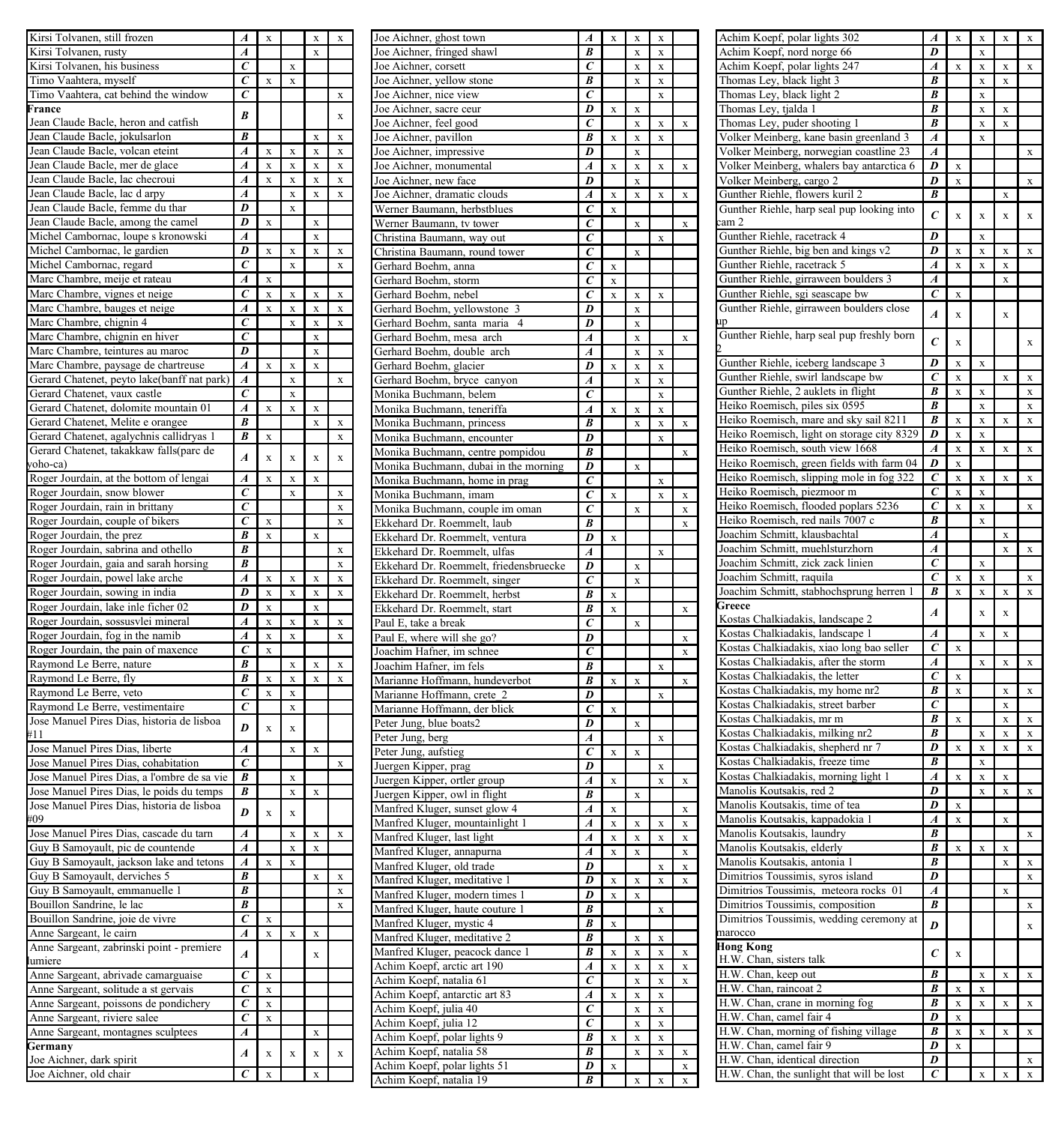| Title | Grade | | | | |
|---|---|---|---|---|---|
| Kirsi Tolvanen, still frozen | **A** | x | | x | x |
| Kirsi Tolvanen, rusty | **A** | | | x | |
| Kirsi Tolvanen, his business | **C** | | x | | |
| Timo Vaahtera, myself | **C** | x | x | | |
| Timo Vaahtera, cat behind the window | **C** | | | | x |
| **France** | | | | | |
| Jean Claude Bacle, heron and catfish | **B** | | | | x |
| Jean Claude Bacle, jokulsarlon | **B** | | | x | x |
| Jean Claude Bacle, volcan eteint | **A** | x | x | x | x |
| Jean Claude Bacle, mer de glace | **A** | x | x | x | x |
| Jean Claude Bacle, lac checroui | **A** | x | x | x | x |
| Jean Claude Bacle, lac d arpy | **A** | | x | x | x |
| Jean Claude Bacle, femme du thar | **D** | | x | | |
| Jean Claude Bacle, among the camel | **D** | x | | x | |
| Michel Cambornac, loupe s kronowski | **A** | | x | | |
| Michel Cambornac, le gardien | **D** | x | x | x | x |
| Michel Cambornac, regard | **C** | | x | | x |
| Marc Chambre, meije et rateau | **A** | x | | | |
| Marc Chambre, vignes et neige | **C** | x | x | x | x |
| Marc Chambre, bauges et neige | **A** | x | x | x | x |
| Marc Chambre, chignin 4 | **C** | | x | x | x |
| Marc Chambre, chignin en hiver | **C** | | | x | |
| Marc Chambre, teintures au maroc | **D** | | | x | |
| Marc Chambre, paysage de chartreuse | **A** | x | x | x | |
| Gerard Chatenet, peyto lake(banff nat park) | **A** | | x | | x |
| Gerard Chatenet, vaux castle | **C** | | x | | |
| Gerard Chatenet, dolomite mountain 01 | **A** | x | x | x | |
| Gerard Chatenet, Melite e orangee | **B** | | | x | x |
| Gerard Chatenet, agalychnis callidryas 1 | **B** | x | | | x |
| Gerard Chatenet, takakkaw falls(parc de yoho-ca) | **A** | x | x | x | x |
| Roger Jourdain, at the bottom of lengai | **A** | x | x | x | |
| Roger Jourdain, snow blower | **C** | | x | | x |
| Roger Jourdain, rain in brittany | **C** | | | | x |
| Roger Jourdain, couple of bikers | **C** | x | | | x |
| Roger Jourdain, the prez | **B** | x | | x | |
| Roger Jourdain, sabrina and othello | **B** | | | | x |
| Roger Jourdain, gaia and sarah horsing | **B** | | | | x |
| Roger Jourdain, powel lake arche | **A** | x | x | x | x |
| Roger Jourdain, sowing in india | **D** | x | x | x | x |
| Roger Jourdain, lake inle ficher 02 | **D** | x | | x | |
| Roger Jourdain, sossusvlei mineral | **A** | x | x | x | x |
| Roger Jourdain, fog in the namib | **A** | x | x | | x |
| Roger Jourdain, the pain of maxence | **C** | x | | | |
| Raymond Le Berre, nature | **B** | | x | x | x |
| Raymond Le Berre, fly | **B** | x | x | x | x |
| Raymond Le Berre, veto | **C** | x | x | | |
| Raymond Le Berre, vestimentaire | **C** | | x | | |
| Jose Manuel Pires Dias, historia de lisboa #11 | **D** | x | x | | |
| Jose Manuel Pires Dias, liberte | **A** | | x | x | |
| Jose Manuel Pires Dias, cohabitation | **C** | | | | x |
| Jose Manuel Pires Dias, a l'ombre de sa vie | **B** | | x | | |
| Jose Manuel Pires Dias, le poids du temps | **B** | | x | x | |
| Jose Manuel Pires Dias, historia de lisboa #09 | **D** | x | x | | |
| Jose Manuel Pires Dias, cascade du tarn | **A** | | x | x | x |
| Guy B Samoyault, pic de countende | **A** | | x | x | |
| Guy B Samoyault, jackson lake and tetons | **A** | x | x | | |
| Guy B Samoyault, derviches 5 | **B** | | | x | x |
| Guy B Samoyault, emmanuelle 1 | **B** | | | | x |
| Bouillon Sandrine, le lac | **B** | | | | x |
| Bouillon Sandrine, joie de vivre | **C** | x | | | |
| Anne Sargeant, le cairn | **A** | x | x | x | |
| Anne Sargeant, zabrinski point - premiere lumiere | **A** | | | x | |
| Anne Sargeant, abrivade camarguaise | **C** | x | | | |
| Anne Sargeant, solitude a st gervais | **C** | x | | | |
| Anne Sargeant, poissons de pondichery | **C** | x | | | |
| Anne Sargeant, riviere salee | **C** | x | | | |
| Anne Sargeant, montagnes sculptees | **A** | | | x | |
| **Germany** | | | | | |
| Joe Aichner, dark spirit | **A** | x | x | x | x |
| Joe Aichner, old chair | **C** | x | | x | |
| Joe Aichner, ghost town | **A** | x | x | x | |
| Joe Aichner, fringed shawl | **B** | | x | x | |
| Joe Aichner, corsett | **C** | | x | x | |
| Joe Aichner, yellow stone | **B** | | x | x | |
| Joe Aichner, nice view | **C** | | | x | |
| Joe Aichner, sacre ceur | **D** | x | x | | |
| Joe Aichner, feel good | **C** | | x | x | x |
| Joe Aichner, pavillon | **B** | x | x | x | |
| Joe Aichner, impressive | **D** | | x | | |
| Joe Aichner, monumental | **A** | x | x | x | x |
| Joe Aichner, new face | **D** | | x | | |
| Joe Aichner, dramatic clouds | **A** | x | x | x | x |
| Werner Baumann, herbstblues | **C** | x | | | |
| Werner Baumann, tv tower | **C** | | x | | x |
| Christina Baumann, way out | **C** | | | x | |
| Christina Baumann, round tower | **C** | | x | | |
| Gerhard Boehm, anna | **C** | x | | | |
| Gerhard Boehm, storm | **C** | x | | | |
| Gerhard Boehm, nebel | **C** | x | x | x | |
| Gerhard Boehm, yellowstone 3 | **D** | | x | | |
| Gerhard Boehm, santa maria 4 | **D** | | x | | |
| Gerhard Boehm, mesa arch | **A** | | x | | x |
| Gerhard Boehm, double arch | **A** | | x | x | |
| Gerhard Boehm, glacier | **D** | x | x | x | |
| Gerhard Boehm, bryce canyon | **A** | | x | x | |
| Monika Buchmann, belem | **C** | | | x | |
| Monika Buchmann, teneriffa | **A** | x | x | x | |
| Monika Buchmann, princess | **B** | | x | x | x |
| Monika Buchmann, encounter | **D** | | | x | |
| Monika Buchmann, centre pompidou | **B** | | | | x |
| Monika Buchmann, dubai in the morning | **D** | | x | | |
| Monika Buchmann, home in prag | **C** | | | x | |
| Monika Buchmann, imam | **C** | x | | x | x |
| Monika Buchmann, couple im oman | **C** | | x | | x |
| Ekkehard Dr. Roemmelt, laub | **B** | | | | x |
| Ekkehard Dr. Roemmelt, ventura | **D** | x | | | |
| Ekkehard Dr. Roemmelt, ulfas | **A** | | | x | |
| Ekkehard Dr. Roemmelt, friedensbruecke | **D** | | x | | |
| Ekkehard Dr. Roemmelt, singer | **C** | | x | | |
| Ekkehard Dr. Roemmelt, herbst | **B** | x | | | |
| Ekkehard Dr. Roemmelt, start | **B** | x | | | x |
| Paul E, take a break | **C** | | x | | |
| Paul E, where will she go? | **D** | | | | x |
| Joachim Hafner, im schnee | **C** | | | | x |
| Joachim Hafner, im fels | **B** | | | x | |
| Marianne Hoffmann, hundeverbot | **B** | x | x | | x |
| Marianne Hoffmann, crete 2 | **D** | | | x | |
| Marianne Hoffmann, der blick | **C** | x | | | |
| Peter Jung, blue boats2 | **D** | | x | | |
| Peter Jung, berg | **A** | | | x | |
| Peter Jung, aufstieg | **C** | x | x | | |
| Juergen Kipper, prag | **D** | | | x | |
| Juergen Kipper, ortler group | **A** | x | | x | x |
| Juergen Kipper, owl in flight | **B** | | x | | |
| Manfred Kluger, sunset glow 4 | **A** | x | | | x |
| Manfred Kluger, mountainlight 1 | **A** | x | x | x | x |
| Manfred Kluger, last light | **A** | x | x | x | x |
| Manfred Kluger, annapurna | **A** | x | x | | x |
| Manfred Kluger, old trade | **D** | | | x | x |
| Manfred Kluger, meditative 1 | **D** | x | x | x | x |
| Manfred Kluger, modern times 1 | **D** | x | x | | |
| Manfred Kluger, haute couture 1 | **B** | | | x | |
| Manfred Kluger, mystic 4 | **B** | x | | | |
| Manfred Kluger, meditative 2 | **B** | | x | x | |
| Manfred Kluger, peacock dance 1 | **B** | x | x | x | x |
| Achim Koepf, arctic art 190 | **A** | x | x | x | x |
| Achim Koepf, natalia 61 | **C** | | x | x | x |
| Achim Koepf, antarctic art 83 | **A** | x | x | x | |
| Achim Koepf, julia 40 | **C** | | x | x | |
| Achim Koepf, julia 12 | **C** | | x | x | |
| Achim Koepf, polar lights 9 | **B** | x | x | x | |
| Achim Koepf, natalia 58 | **B** | | x | x | x |
| Achim Koepf, polar lights 51 | **D** | x | | | x |
| Achim Koepf, natalia 19 | **B** | | x | x | x |
| Achim Koepf, polar lights 302 | **A** | x | x | x | x |
| Achim Koepf, nord norge 66 | **D** | | x | | |
| Achim Koepf, polar lights 247 | **A** | x | x | x | x |
| Thomas Ley, black light 3 | **B** | | x | x | |
| Thomas Ley, black light 2 | **B** | | x | | |
| Thomas Ley, tjalda 1 | **B** | | x | x | |
| Thomas Ley, puder shooting 1 | **B** | | x | x | |
| Volker Meinberg, kane basin greenland 3 | **A** | | x | | |
| Volker Meinberg, norwegian coastline 23 | **A** | | | | x |
| Volker Meinberg, whalers bay antarctica 6 | **D** | x | | | |
| Volker Meinberg, cargo 2 | **D** | x | | | x |
| Gunther Riehle, flowers kuril 2 | **B** | | | x | |
| Gunther Riehle, harp seal pup looking into cam 2 | **C** | x | x | x | x |
| Gunther Riehle, racetrack 4 | **D** | | x | | |
| Gunther Riehle, big ben and kings v2 | **D** | x | x | x | x |
| Gunther Riehle, racetrack 5 | **A** | x | x | x | |
| Gunther Riehle, girraween boulders 3 | **A** | | | x | |
| Gunther Riehle, sgi seascape bw | **C** | x | | | |
| Gunther Riehle, girraween boulders close up | **A** | x | | x | |
| Gunther Riehle, harp seal pup freshly born 2 | **C** | x | | | x |
| Gunther Riehle, iceberg landscape 3 | **D** | x | x | | |
| Gunther Riehle, swirl landscape bw | **C** | x | | x | x |
| Gunther Riehle, 2 auklets in flight | **B** | x | x | | x |
| Heiko Roemisch, piles six 0595 | **B** | | x | | x |
| Heiko Roemisch, mare and sky sail 8211 | **B** | x | x | x | x |
| Heiko Roemisch, light on storage city 8329 | **D** | x | x | | |
| Heiko Roemisch, south view 1668 | **A** | x | x | x | x |
| Heiko Roemisch, green fields with farm 04 | **D** | x | | | |
| Heiko Roemisch, slipping mole in fog 322 | **C** | x | x | x | x |
| Heiko Roemisch, piezmoor m | **C** | x | x | | |
| Heiko Roemisch, flooded poplars 5236 | **C** | x | x | | x |
| Heiko Roemisch, red nails 7007 c | **B** | | x | | |
| Joachim Schmitt, klausbachtal | **A** | | | x | |
| Joachim Schmitt, muehlsturzhorn | **A** | | | x | x |
| Joachim Schmitt, zick zack linien | **C** | | x | | |
| Joachim Schmitt, raquila | **C** | x | x | | x |
| Joachim Schmitt, stabhochsprung herren 1 | **B** | x | x | x | x |
| **Greece** | | | | | |
| Kostas Chalkiadakis, landscape 2 | **A** | | x | x | |
| Kostas Chalkiadakis, landscape 1 | **A** | | x | x | |
| Kostas Chalkiadakis, xiao long bao seller | **C** | x | | | |
| Kostas Chalkiadakis, after the storm | **A** | | x | x | x |
| Kostas Chalkiadakis, the letter | **C** | x | | | |
| Kostas Chalkiadakis, my home nr2 | **B** | x | | x | x |
| Kostas Chalkiadakis, street barber | **C** | | | x | |
| Kostas Chalkiadakis, mr m | **B** | x | | x | x |
| Kostas Chalkiadakis, milking nr2 | **B** | | x | x | x |
| Kostas Chalkiadakis, shepherd nr 7 | **D** | x | x | x | x |
| Kostas Chalkiadakis, freeze time | **B** | | x | | |
| Kostas Chalkiadakis, morning light 1 | **A** | x | x | x | |
| Manolis Koutsakis, red 2 | **D** | | x | x | x |
| Manolis Koutsakis, time of tea | **D** | x | | | |
| Manolis Koutsakis, kappadokia 1 | **A** | x | | x | |
| Manolis Koutsakis, laundry | **B** | | | | x |
| Manolis Koutsakis, elderly | **B** | x | x | x | |
| Manolis Koutsakis, antonia 1 | **B** | | | x | x |
| Dimitrios Toussimis, syros island | **D** | | | | x |
| Dimitrios Toussimis, meteora rocks 01 | **A** | | | x | |
| Dimitrios Toussimis, composition | **B** | | | | x |
| Dimitrios Toussimis, wedding ceremony at marocco | **D** | | | | x |
| **Hong Kong** | | | | | |
| H.W. Chan, sisters talk | **C** | x | | | |
| H.W. Chan, keep out | **B** | | x | x | x |
| H.W. Chan, raincoat 2 | **B** | x | x | | |
| H.W. Chan, crane in morning fog | **B** | x | x | x | x |
| H.W. Chan, camel fair 4 | **D** | x | | | |
| H.W. Chan, morning of fishing village | **B** | x | x | x | x |
| H.W. Chan, camel fair 9 | **D** | x | | | |
| H.W. Chan, identical direction | **D** | | | | x |
| H.W. Chan, the sunlight that will be lost | **C** | | x | x | x |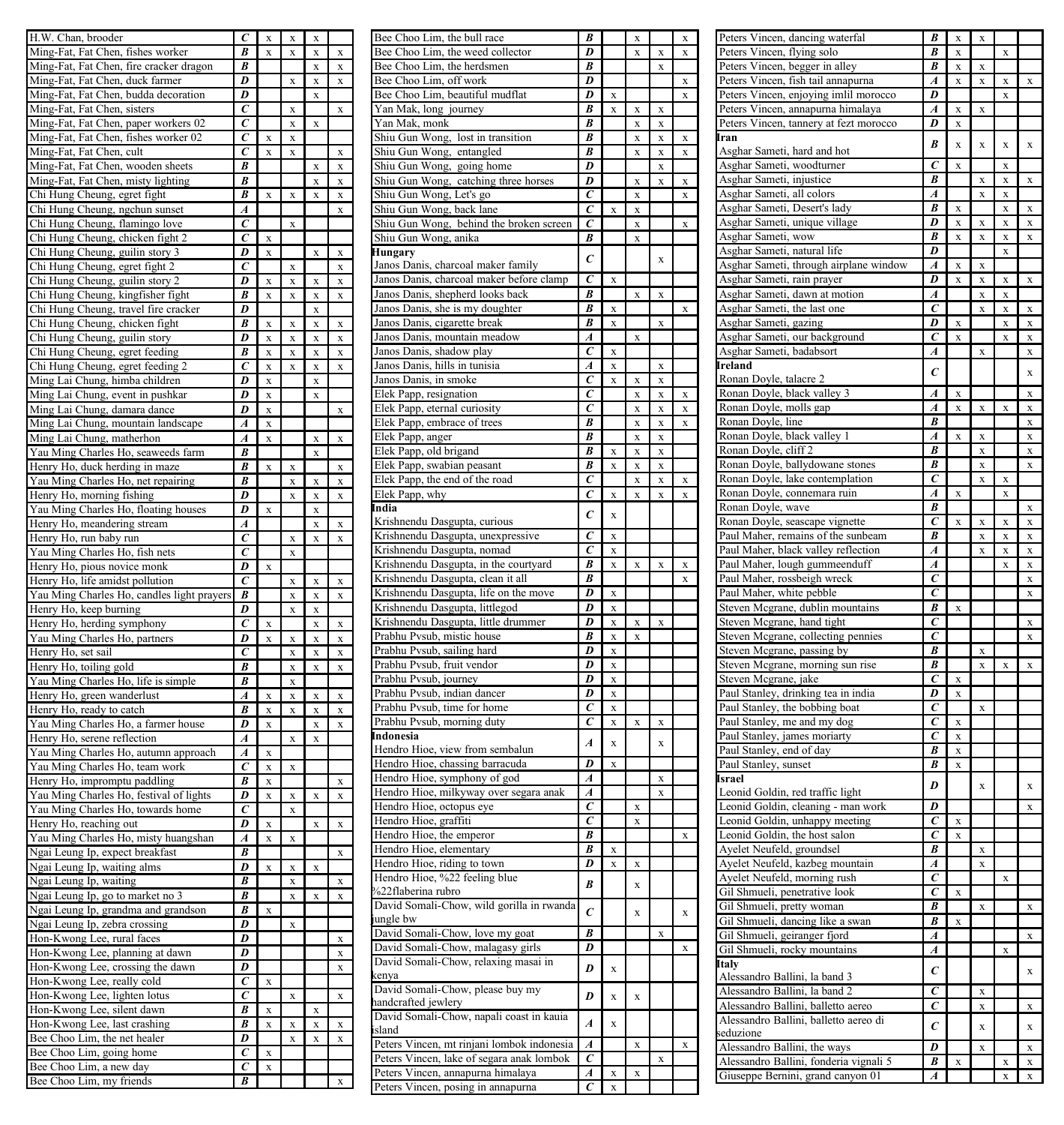| Entry | Grade | 1 | 2 | 3 | 4 |
|---|---|---|---|---|---|
| H.W. Chan, brooder | C | x | x | x | |
| Ming-Fat, Fat Chen, fishes worker | B | x | x | x | x |
| Ming-Fat, Fat Chen, fire cracker dragon | B | | | x | x |
| Ming-Fat, Fat Chen, duck farmer | D | | x | x | x |
| Ming-Fat, Fat Chen, budda decoration | D | | | x | |
| Ming-Fat, Fat Chen, sisters | C | | x | | x |
| Ming-Fat, Fat Chen, paper workers 02 | C | | x | x | |
| Ming-Fat, Fat Chen, fishes worker 02 | C | x | x | | |
| Ming-Fat, Fat Chen, cult | C | x | x | | x |
| Ming-Fat, Fat Chen, wooden sheets | B | | | x | x |
| Ming-Fat, Fat Chen, misty lighting | B | | | x | x |
| Chi Hung Cheung, egret fight | B | x | x | x | x |
| Chi Hung Cheung, ngchun sunset | A | | | | x |
| Chi Hung Cheung, flamingo love | C | | x | | |
| Chi Hung Cheung, chicken fight 2 | C | x | | | |
| Chi Hung Cheung, guilin story 3 | D | x | | x | x |
| Chi Hung Cheung, egret fight 2 | C | | x | | x |
| Chi Hung Cheung, guilin story 2 | D | x | x | x | x |
| Chi Hung Cheung, kingfisher fight | B | x | x | x | x |
| Chi Hung Cheung, travel fire cracker | D | | | x | |
| Chi Hung Cheung, chicken fight | B | x | x | x | x |
| Chi Hung Cheung, guilin story | D | x | x | x | x |
| Chi Hung Cheung, egret feeding | B | x | x | x | x |
| Chi Hung Cheung, egret feeding 2 | C | x | x | x | x |
| Ming Lai Chung, himba children | D | x | | x | |
| Ming Lai Chung, event in pushkar | D | x | | x | |
| Ming Lai Chung, damara dance | D | x | | | x |
| Ming Lai Chung, mountain landscape | A | x | | | |
| Ming Lai Chung, matherhon | A | x | | x | x |
| Yau Ming Charles Ho, seaweeds farm | B | | | x | |
| Henry Ho, duck herding in maze | B | x | x | | x |
| Yau Ming Charles Ho, net repairing | B | | x | x | x |
| Henry Ho, morning fishing | D | | x | x | x |
| Yau Ming Charles Ho, floating houses | D | x | | x | |
| Henry Ho, meandering stream | A | | | x | x |
| Henry Ho, run baby run | C | | x | x | x |
| Yau Ming Charles Ho, fish nets | C | | x | | |
| Henry Ho, pious novice monk | D | x | | | |
| Henry Ho, life amidst pollution | C | | x | x | x |
| Yau Ming Charles Ho, candles light prayers | B | | x | x | x |
| Henry Ho, keep burning | D | | x | x | |
| Henry Ho, herding symphony | C | x | | x | x |
| Yau Ming Charles Ho, partners | D | x | x | x | x |
| Henry Ho, set sail | C | | x | x | x |
| Henry Ho, toiling gold | B | | x | x | x |
| Yau Ming Charles Ho, life is simple | B | | x | | |
| Henry Ho, green wanderlust | A | x | x | x | x |
| Henry Ho, ready to catch | B | x | x | x | x |
| Yau Ming Charles Ho, a farmer house | D | x | | x | x |
| Henry Ho, serene reflection | A | | x | x | |
| Yau Ming Charles Ho, autumn approach | A | x | | | |
| Yau Ming Charles Ho, team work | C | x | x | | |
| Henry Ho, impromptu paddling | B | x | | | x |
| Yau Ming Charles Ho, festival of lights | D | x | x | x | x |
| Yau Ming Charles Ho, towards home | C | | x | | |
| Henry Ho, reaching out | D | x | | x | x |
| Yau Ming Charles Ho, misty huangshan | A | x | x | | |
| Ngai Leung Ip, expect breakfast | B | | | | x |
| Ngai Leung Ip, waiting alms | D | x | x | x | |
| Ngai Leung Ip, waiting | B | | x | | x |
| Ngai Leung Ip, go to market no 3 | B | | x | x | x |
| Ngai Leung Ip, grandma and grandson | B | x | | | |
| Ngai Leung Ip, zebra crossing | D | | x | | |
| Hon-Kwong Lee, rural faces | D | | | | x |
| Hon-Kwong Lee, planning at dawn | D | | | | x |
| Hon-Kwong Lee, crossing the dawn | D | | | | x |
| Hon-Kwong Lee, really cold | C | x | | | |
| Hon-Kwong Lee, lighten lotus | C | | x | | x |
| Hon-Kwong Lee, silent dawn | B | x | | x | |
| Hon-Kwong Lee, last crashing | B | x | x | x | x |
| Bee Choo Lim, the net healer | D | | x | x | x |
| Bee Choo Lim, going home | C | x | | | |
| Bee Choo Lim, a new day | C | x | | | |
| Bee Choo Lim, my friends | B | | | | x |
| Bee Choo Lim, the bull race | B | | x | | x |
| Bee Choo Lim, the weed collector | D | | x | x | x |
| Bee Choo Lim, the herdsmen | B | | | x | |
| Bee Choo Lim, off work | D | | | | x |
| Bee Choo Lim, beautiful mudflat | D | x | | | x |
| Yan Mak, long journey | B | x | x | x | |
| Yan Mak, monk | B | | x | x | |
| Shiu Gun Wong, lost in transition | B | | x | x | x |
| Shiu Gun Wong, entangled | B | | x | x | x |
| Shiu Gun Wong, going home | D | | | x | |
| Shiu Gun Wong, catching three horses | D | | x | x | x |
| Shiu Gun Wong, Let's go | C | | x | | x |
| Shiu Gun Wong, back lane | C | x | x | | |
| Shiu Gun Wong, behind the broken screen | C | | x | | x |
| Shiu Gun Wong, anika | B | | x | | |
| **Hungary** Janos Danis, charcoal maker family | C | | | x | |
| Janos Danis, charcoal maker before clamp | C | x | | | |
| Janos Danis, shepherd looks back | B | | x | x | |
| Janos Danis, she is my doughter | B | x | | | x |
| Janos Danis, cigarette break | B | x | | x | |
| Janos Danis, mountain meadow | A | | x | | |
| Janos Danis, shadow play | C | x | | | |
| Janos Danis, hills in tunisia | A | x | | x | |
| Janos Danis, in smoke | C | x | x | x | |
| Elek Papp, resignation | C | | x | x | x |
| Elek Papp, eternal curiosity | C | | x | x | x |
| Elek Papp, embrace of trees | B | | x | x | x |
| Elek Papp, anger | B | | x | x | |
| Elek Papp, old brigand | B | x | x | x | |
| Elek Papp, swabian peasant | B | x | x | x | |
| Elek Papp, the end of the road | C | | x | x | x |
| Elek Papp, why | C | x | x | x | x |
| **India** Krishnendu Dasgupta, curious | C | x | | | |
| Krishnendu Dasgupta, unexpressive | C | x | | | |
| Krishnendu Dasgupta, nomad | C | x | | | |
| Krishnendu Dasgupta, in the courtyard | B | x | x | x | x |
| Krishnendu Dasgupta, clean it all | B | | | | x |
| Krishnendu Dasgupta, life on the move | D | x | | | |
| Krishnendu Dasgupta, littlegod | D | x | | | |
| Krishnendu Dasgupta, little drummer | D | x | x | x | |
| Prabhu Pvsub, mistic house | B | x | x | | |
| Prabhu Pvsub, sailing hard | D | x | | | |
| Prabhu Pvsub, fruit vendor | D | x | | | |
| Prabhu Pvsub, journey | D | x | | | |
| Prabhu Pvsub, indian dancer | D | x | | | |
| Prabhu Pvsub, time for home | C | x | | | |
| Prabhu Pvsub, morning duty | C | x | x | x | |
| **Indonesia** Hendro Hioe, view from sembalun | A | x | | x | |
| Hendro Hioe, chassing barracuda | D | x | | | |
| Hendro Hioe, symphony of god | A | | | x | |
| Hendro Hioe, milkyway over segara anak | A | | | x | |
| Hendro Hioe, octopus eye | C | | x | | |
| Hendro Hioe, graffiti | C | | x | | |
| Hendro Hioe, the emperor | B | | | | x |
| Hendro Hioe, elementary | B | x | | | |
| Hendro Hioe, riding to town | D | x | x | | |
| Hendro Hioe, %22 feeling blue %22flaberina rubro | B | | x | | |
| David Somali-Chow, wild gorilla in rwanda jungle bw | C | | x | | x |
| David Somali-Chow, love my goat | B | | | x | |
| David Somali-Chow, malagasy girls | D | | | | x |
| David Somali-Chow, relaxing masai in kenya | D | x | | | |
| David Somali-Chow, please buy my handcrafted jewlery | D | x | x | | |
| David Somali-Chow, napali coast in kauia island | A | x | | | |
| Peters Vincen, mt rinjani lombok indonesia | A | | x | | x |
| Peters Vincen, lake of segara anak lombok | C | | | x | |
| Peters Vincen, annapurna himalaya | A | x | x | | |
| Peters Vincen, posing in annapurna | C | x | | | |
| Peters Vincen, dancing waterfal | B | x | x | | |
| Peters Vincen, flying solo | B | x | | x | |
| Peters Vincen, begger in alley | B | x | x | | |
| Peters Vincen, fish tail annapurna | A | x | x | x | x |
| Peters Vincen, enjoying imlil morocco | D | | | x | |
| Peters Vincen, annapurna himalaya | A | x | x | | |
| Peters Vincen, tannery at fezt morocco | D | x | | | |
| **Iran** Asghar Sameti, hard and hot | B | x | x | x | x |
| Asghar Sameti, woodturner | C | x | | x | |
| Asghar Sameti, injustice | B | | x | x | x |
| Asghar Sameti, all colors | A | | x | x | |
| Asghar Sameti, Desert's lady | B | x | | x | x |
| Asghar Sameti, unique village | D | x | x | x | x |
| Asghar Sameti, wow | B | x | x | x | x |
| Asghar Sameti, natural life | D | | | x | |
| Asghar Sameti, through airplane window | A | x | x | | |
| Asghar Sameti, rain prayer | D | x | x | x | x |
| Asghar Sameti, dawn at motion | A | | x | x | |
| Asghar Sameti, the last one | C | | x | x | x |
| Asghar Sameti, gazing | D | x | | x | x |
| Asghar Sameti, our background | C | x | | x | x |
| Asghar Sameti, badabsort | A | | x | | x |
| **Ireland** Ronan Doyle, talacre 2 | C | | | | x |
| Ronan Doyle, black valley 3 | A | x | | | x |
| Ronan Doyle, molls gap | A | x | x | x | x |
| Ronan Doyle, line | B | | | | x |
| Ronan Doyle, black valley 1 | A | x | x | | x |
| Ronan Doyle, cliff 2 | B | | x | | x |
| Ronan Doyle, ballydowane stones | B | | x | | x |
| Ronan Doyle, lake contemplation | C | | x | x | |
| Ronan Doyle, connemara ruin | A | x | | x | |
| Ronan Doyle, wave | B | | | | x |
| Ronan Doyle, seascape vignette | C | x | x | x | x |
| Paul Maher, remains of the sunbeam | B | | x | x | x |
| Paul Maher, black valley reflection | A | | x | x | x |
| Paul Maher, lough gummeenduff | A | | | x | x |
| Paul Maher, rossbeigh wreck | C | | | | x |
| Paul Maher, white pebble | C | | | | x |
| Steven Mcgrane, dublin mountains | B | x | | | |
| Steven Mcgrane, hand tight | C | | | | x |
| Steven Mcgrane, collecting pennies | C | | | | x |
| Steven Mcgrane, passing by | B | | x | | |
| Steven Mcgrane, morning sun rise | B | | x | x | x |
| Steven Mcgrane, jake | C | x | | | |
| Paul Stanley, drinking tea in india | D | x | | | |
| Paul Stanley, the bobbing boat | C | | x | | |
| Paul Stanley, me and my dog | C | x | | | |
| Paul Stanley, james moriarty | C | x | | | |
| Paul Stanley, end of day | B | x | | | |
| Paul Stanley, sunset | B | x | | | |
| **Israel** Leonid Goldin, red traffic light | D | | x | | x |
| Leonid Goldin, cleaning - man work | D | | | | x |
| Leonid Goldin, unhappy meeting | C | x | | | |
| Leonid Goldin, the host salon | C | x | | | |
| Ayelet Neufeld, groundsel | B | | x | | |
| Ayelet Neufeld, kazbeg mountain | A | | x | | |
| Ayelet Neufeld, morning rush | C | | | x | |
| Gil Shmueli, penetrative look | C | x | | | |
| Gil Shmueli, pretty woman | B | | x | | x |
| Gil Shmueli, dancing like a swan | B | x | | | |
| Gil Shmueli, geiranger fjord | A | | | | x |
| Gil Shmueli, rocky mountains | A | | | x | |
| **Italy** Alessandro Ballini, la band 3 | C | | | | x |
| Alessandro Ballini, la band 2 | C | | x | | |
| Alessandro Ballini, balletto aereo | C | | x | | x |
| Alessandro Ballini, balletto aereo di seduzione | C | | x | | x |
| Alessandro Ballini, the ways | D | | x | | x |
| Alessandro Ballini, fonderia vignali 5 | B | x | | x | x |
| Giuseppe Bernini, grand canyon 01 | A | | | x | x |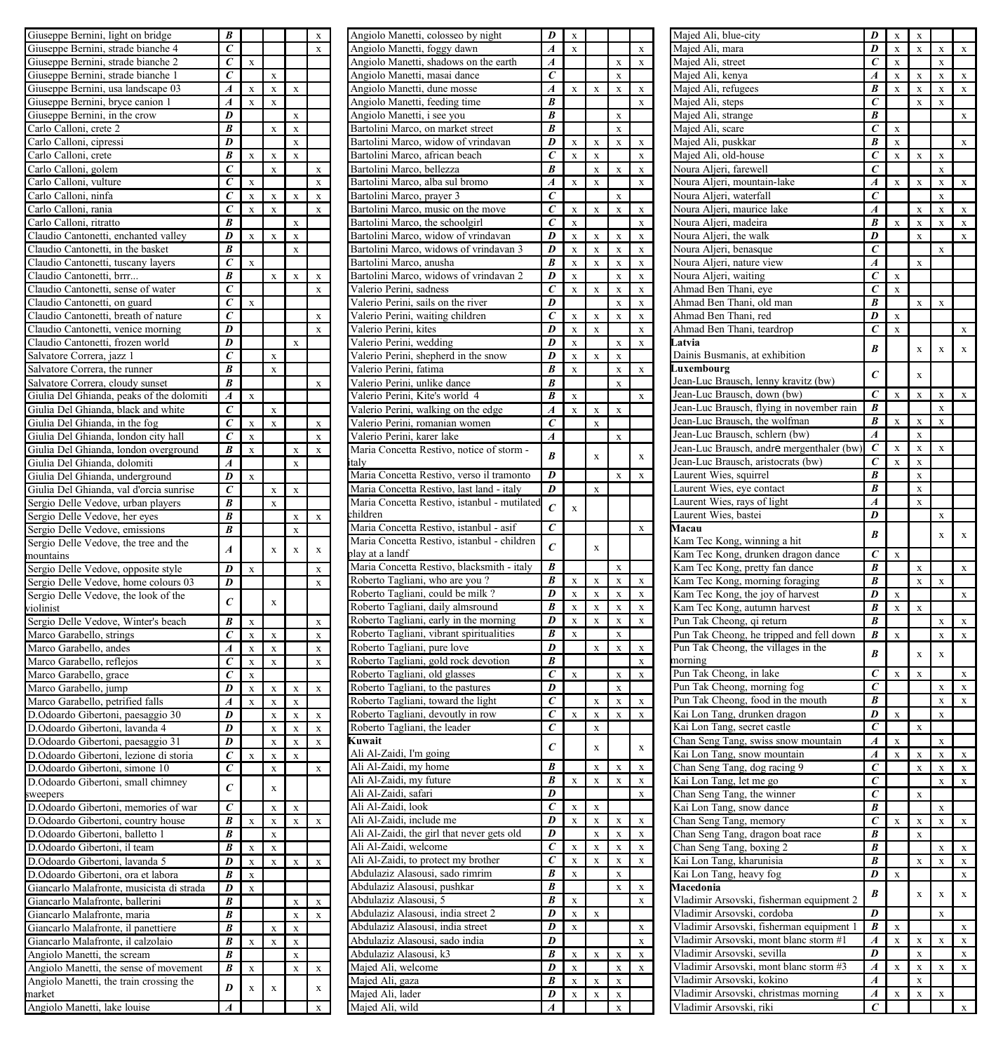| | | | | | |
|---|---|---|---|---|---|
| Giuseppe Bernini, light on bridge | ***B*** | | | | x |
| Giuseppe Bernini, strade bianche 4 | ***C*** | | | | x |
| Giuseppe Bernini, strade bianche 2 | ***C*** | x | | | |
| Giuseppe Bernini, strade bianche 1 | ***C*** | | x | | |
| Giuseppe Bernini, usa landscape 03 | ***A*** | x | x | x | |
| Giuseppe Bernini, bryce canion 1 | ***A*** | x | x | | |
| Giuseppe Bernini, in the crow | ***D*** | | | x | |
| Carlo Calloni, crete 2 | ***B*** | | x | x | |
| Carlo Calloni, cipressi | ***D*** | | | x | |
| Carlo Calloni, crete | ***B*** | x | x | x | |
| Carlo Calloni, golem | ***C*** | | x | | x |
| Carlo Calloni, vulture | ***C*** | x | | | x |
| Carlo Calloni, ninfa | ***C*** | x | x | x | x |
| Carlo Calloni, rania | ***C*** | x | x | | x |
| Carlo Calloni, ritratto | ***B*** | | | x | |
| Claudio Cantonetti, enchanted valley | ***D*** | x | x | x | |
| Claudio Cantonetti, in the basket | ***B*** | | | x | |
| Claudio Cantonetti, tuscany layers | ***C*** | x | | | |
| Claudio Cantonetti, brrr... | ***B*** | | x | x | x |
| Claudio Cantonetti, sense of water | ***C*** | | | | x |
| Claudio Cantonetti, on guard | ***C*** | x | | | |
| Claudio Cantonetti, breath of nature | ***C*** | | | | x |
| Claudio Cantonetti, venice morning | ***D*** | | | | x |
| Claudio Cantonetti, frozen world | ***D*** | | | x | |
| Salvatore Correra, jazz 1 | ***C*** | | x | | |
| Salvatore Correra, the runner | ***B*** | | x | | |
| Salvatore Correra, cloudy sunset | ***B*** | | | | x |
| Giulia Del Ghianda, peaks of the dolomiti | ***A*** | x | | | |
| Giulia Del Ghianda, black and white | ***C*** | | x | | |
| Giulia Del Ghianda, in the fog | ***C*** | x | x | | x |
| Giulia Del Ghianda, london city hall | ***C*** | x | | | x |
| Giulia Del Ghianda, london overground | ***B*** | x | | x | x |
| Giulia Del Ghianda, dolomiti | ***A*** | | | x | |
| Giulia Del Ghianda, underground | ***D*** | x | | | |
| Giulia Del Ghianda, val d'orcia sunrise | ***C*** | | x | x | |
| Sergio Delle Vedove, urban players | ***B*** | | x | | |
| Sergio Delle Vedove, her eyes | ***B*** | | | x | x |
| Sergio Delle Vedove, emissions | ***B*** | | | x | |
| Sergio Delle Vedove, the tree and the mountains | ***A*** | | x | x | x |
| Sergio Delle Vedove, opposite style | ***D*** | x | | | x |
| Sergio Delle Vedove, home colours 03 | ***D*** | | | | x |
| Sergio Delle Vedove, the look of the violinist | ***C*** | | x | | |
| Sergio Delle Vedove, Winter's beach | ***B*** | x | | | x |
| Marco Garabello, strings | ***C*** | x | x | | x |
| Marco Garabello, andes | ***A*** | x | x | | x |
| Marco Garabello, reflejos | ***C*** | x | x | | x |
| Marco Garabello, grace | ***C*** | x | | | |
| Marco Garabello, jump | ***D*** | x | x | x | x |
| Marco Garabello, petrified falls | ***A*** | x | x | x | |
| D.Odoardo Gibertoni, paesaggio 30 | ***D*** | | x | x | x |
| D.Odoardo Gibertoni, lavanda 4 | ***D*** | | x | x | x |
| D.Odoardo Gibertoni, paesaggio 31 | ***D*** | | x | x | x |
| D.Odoardo Gibertoni, lezione di storia | ***C*** | x | x | x | |
| D.Odoardo Gibertoni, simone 10 | ***C*** | | x | | x |
| D.Odoardo Gibertoni, small chimney sweepers | ***C*** | | x | | |
| D.Odoardo Gibertoni, memories of war | ***C*** | | x | x | |
| D.Odoardo Gibertoni, country house | ***B*** | x | x | x | x |
| D.Odoardo Gibertoni, balletto 1 | ***B*** | | x | | |
| D.Odoardo Gibertoni, il team | ***B*** | x | x | | |
| D.Odoardo Gibertoni, lavanda 5 | ***D*** | x | x | x | x |
| D.Odoardo Gibertoni, ora et labora | ***B*** | x | | | |
| Giancarlo Malafronte, musicista di strada | ***D*** | x | | | |
| Giancarlo Malafronte, ballerini | ***B*** | | | x | x |
| Giancarlo Malafronte, maria | ***B*** | | | x | x |
| Giancarlo Malafronte, il panettiere | ***B*** | | x | x | |
| Giancarlo Malafronte, il calzolaio | ***B*** | x | x | x | |
| Angiolo Manetti, the scream | ***B*** | | | x | |
| Angiolo Manetti, the sense of movement | ***B*** | x | | x | x |
| Angiolo Manetti, the train crossing the market | ***D*** | x | x | | x |
| Angiolo Manetti, lake louise | ***A*** | | | | x |
| Angiolo Manetti, colosseo by night | ***D*** | x | | | |
| Angiolo Manetti, foggy dawn | ***A*** | x | | | x |
| Angiolo Manetti, shadows on the earth | ***A*** | | | x | x |
| Angiolo Manetti, masai dance | ***C*** | | | x | |
| Angiolo Manetti, dune mosse | ***A*** | x | x | x | x |
| Angiolo Manetti, feeding time | ***B*** | | | | x |
| Angiolo Manetti, i see you | ***B*** | | | x | |
| Bartolini Marco, on market street | ***B*** | | | x | |
| Bartolini Marco, widow of vrindavan | ***D*** | x | x | x | x |
| Bartolini Marco, african beach | ***C*** | x | x | | x |
| Bartolini Marco, bellezza | ***B*** | | x | x | x |
| Bartolini Marco, alba sul bromo | ***A*** | x | x | | x |
| Bartolini Marco, prayer 3 | ***C*** | | | x | |
| Bartolini Marco, music on the move | ***C*** | x | x | x | x |
| Bartolini Marco, the schoolgirl | ***C*** | x | | | x |
| Bartolini Marco, widow of vrindavan | ***D*** | x | x | x | x |
| Bartolini Marco, widows of vrindavan 3 | ***D*** | x | x | x | x |
| Bartolini Marco, anusha | ***B*** | x | x | x | x |
| Bartolini Marco, widows of vrindavan 2 | ***D*** | x | | x | x |
| Valerio Perini, sadness | ***C*** | x | x | x | x |
| Valerio Perini, sails on the river | ***D*** | | | x | x |
| Valerio Perini, waiting children | ***C*** | x | x | x | x |
| Valerio Perini, kites | ***D*** | x | x | | x |
| Valerio Perini, wedding | ***D*** | x | | x | x |
| Valerio Perini, shepherd in the snow | ***D*** | x | x | x | |
| Valerio Perini, fatima | ***B*** | x | | x | x |
| Valerio Perini, unlike dance | ***B*** | | | x | |
| Valerio Perini, Kite's world 4 | ***B*** | x | | | x |
| Valerio Perini, walking on the edge | ***A*** | x | x | x | |
| Valerio Perini, romanian women | ***C*** | | x | | |
| Valerio Perini, karer lake | ***A*** | | | x | |
| Maria Concetta Restivo, notice of storm - italy | ***B*** | | x | | x |
| Maria Concetta Restivo, verso il tramonto | ***D*** | | | x | x |
| Maria Concetta Restivo, last land - italy | ***D*** | | x | | |
| Maria Concetta Restivo, istanbul - mutilated children | ***C*** | x | | | |
| Maria Concetta Restivo, istanbul - asif | ***C*** | | | | x |
| Maria Concetta Restivo, istanbul - children play at a landf | ***C*** | | x | | |
| Maria Concetta Restivo, blacksmith - italy | ***B*** | | | x | |
| Roberto Tagliani, who are you ? | ***B*** | x | x | x | x |
| Roberto Tagliani, could be milk ? | ***D*** | x | x | x | x |
| Roberto Tagliani, daily almsround | ***B*** | x | x | x | x |
| Roberto Tagliani, early in the morning | ***D*** | x | x | x | x |
| Roberto Tagliani, vibrant spiritualities | ***B*** | x | | x | |
| Roberto Tagliani, pure love | ***D*** | | x | x | x |
| Roberto Tagliani, gold rock devotion | ***B*** | | | | x |
| Roberto Tagliani, old glasses | ***C*** | x | | x | x |
| Roberto Tagliani, to the pastures | ***D*** | | | x | |
| Roberto Tagliani, toward the light | ***C*** | | x | x | x |
| Roberto Tagliani, devoutly in row | ***C*** | x | x | x | x |
| Roberto Tagliani, the leader | ***C*** | | x | | |
| **Kuwait** Ali Al-Zaidi, I'm going | ***C*** | | x | | x |
| Ali Al-Zaidi, my home | ***B*** | | x | x | x |
| Ali Al-Zaidi, my future | ***B*** | x | x | x | x |
| Ali Al-Zaidi, safari | ***D*** | | | | x |
| Ali Al-Zaidi, look | ***C*** | x | x | | |
| Ali Al-Zaidi, include me | ***D*** | x | x | x | x |
| Ali Al-Zaidi, the girl that never gets old | ***D*** | | x | x | x |
| Ali Al-Zaidi, welcome | ***C*** | x | x | x | x |
| Ali Al-Zaidi, to protect my brother | ***C*** | x | x | x | x |
| Abdulaziz Alasousi, sado rimrim | ***B*** | x | | x | |
| Abdulaziz Alasousi, pushkar | ***B*** | | | x | x |
| Abdulaziz Alasousi, 5 | ***B*** | x | | | x |
| Abdulaziz Alasousi, india street 2 | ***D*** | x | x | | |
| Abdulaziz Alasousi, india street | ***D*** | x | | | x |
| Abdulaziz Alasousi, sado india | ***D*** | | | | x |
| Abdulaziz Alasousi, k3 | ***B*** | x | x | x | x |
| Majed Ali, welcome | ***D*** | x | | x | x |
| Majed Ali, gaza | ***B*** | x | x | x | |
| Majed Ali, lader | ***D*** | x | x | x | |
| Majed Ali, wild | ***A*** | | | x | |
| Majed Ali, blue-city | ***D*** | x | x | | |
| Majed Ali, mara | ***D*** | x | x | x | x |
| Majed Ali, street | ***C*** | x | | x | |
| Majed Ali, kenya | ***A*** | x | x | x | x |
| Majed Ali, refugees | ***B*** | x | x | x | x |
| Majed Ali, steps | ***C*** | | x | x | |
| Majed Ali, strange | ***B*** | | | | x |
| Majed Ali, scare | ***C*** | x | | | |
| Majed Ali, puskkar | ***B*** | x | | | x |
| Majed Ali, old-house | ***C*** | x | x | x | |
| Noura Aljeri, farewell | ***C*** | | | x | |
| Noura Aljeri, mountain-lake | ***A*** | x | x | x | x |
| Noura Aljeri, waterfall | ***C*** | | | x | |
| Noura Aljeri, maurice lake | ***A*** | | x | x | x |
| Noura Aljeri, madeira | ***B*** | x | x | x | x |
| Noura Aljeri, the walk | ***D*** | | x | | x |
| Noura Aljeri, benasque | ***C*** | | | x | |
| Noura Aljeri, nature view | ***A*** | | x | | |
| Noura Aljeri, waiting | ***C*** | x | | | |
| Ahmad Ben Thani, eye | ***C*** | x | | | |
| Ahmad Ben Thani, old man | ***B*** | | x | x | |
| Ahmad Ben Thani, red | ***D*** | x | | | |
| Ahmad Ben Thani, teardrop | ***C*** | x | | | x |
| **Latvia** Dainis Busmanis, at exhibition | ***B*** | | x | x | x |
| **Luxembourg** Jean-Luc Brausch, lenny kravitz (bw) | ***C*** | | x | | |
| Jean-Luc Brausch, down (bw) | ***C*** | x | x | x | x |
| Jean-Luc Brausch, flying in november rain | ***B*** | | | x | |
| Jean-Luc Brausch, the wolfman | ***B*** | x | x | x | |
| Jean-Luc Brausch, schlern (bw) | ***A*** | | x | | |
| Jean-Luc Brausch, andre mergenthaler (bw) | ***C*** | x | x | x | |
| Jean-Luc Brausch, aristocrats (bw) | ***C*** | x | x | | |
| Laurent Wies, squirrel | ***B*** | | x | | |
| Laurent Wies, eye contact | ***B*** | | x | | |
| Laurent Wies, rays of light | ***A*** | | x | | |
| Laurent Wies, bastei | ***D*** | | | x | |
| **Macau** Kam Tec Kong, winning a hit | ***B*** | | | x | x |
| Kam Tec Kong, drunken dragon dance | ***C*** | x | | | |
| Kam Tec Kong, pretty fan dance | ***B*** | | x | | x |
| Kam Tec Kong, morning foraging | ***B*** | | x | x | |
| Kam Tec Kong, the joy of harvest | ***D*** | x | | | x |
| Kam Tec Kong, autumn harvest | ***B*** | x | x | | |
| Pun Tak Cheong, qi return | ***B*** | | | x | x |
| Pun Tak Cheong, he tripped and fell down | ***B*** | x | | x | x |
| Pun Tak Cheong, the villages in the morning | ***B*** | | x | x | |
| Pun Tak Cheong, in lake | ***C*** | x | x | | x |
| Pun Tak Cheong, morning fog | ***C*** | | | x | x |
| Pun Tak Cheong, food in the mouth | ***B*** | | | x | x |
| Kai Lon Tang, drunken dragon | ***D*** | x | | x | |
| Kai Lon Tang, secret castle | ***C*** | | x | | |
| Chan Seng Tang, swiss snow mountain | ***A*** | x | | x | |
| Kai Lon Tang, snow mountain | ***A*** | x | x | x | x |
| Chan Seng Tang, dog racing 9 | ***C*** | | x | x | x |
| Kai Lon Tang, let me go | ***C*** | | | x | x |
| Chan Seng Tang, the winner | ***C*** | | x | | |
| Kai Lon Tang, snow dance | ***B*** | | | x | |
| Chan Seng Tang, memory | ***C*** | x | x | x | x |
| Chan Seng Tang, dragon boat race | ***B*** | | x | | |
| Chan Seng Tang, boxing 2 | ***B*** | | | x | x |
| Kai Lon Tang, kharunisia | ***B*** | | x | x | x |
| Kai Lon Tang, heavy fog | ***D*** | x | | | x |
| **Macedonia** Vladimir Arsovski, fisherman equipment 2 | ***B*** | | x | x | x |
| Vladimir Arsovski, cordoba | ***D*** | | | x | |
| Vladimir Arsovski, fisherman equipment 1 | ***B*** | x | | | x |
| Vladimir Arsovski, mont blanc storm #1 | ***A*** | x | x | x | x |
| Vladimir Arsovski, sevilla | ***D*** | | x | | x |
| Vladimir Arsovski, mont blanc storm #3 | ***A*** | x | x | x | x |
| Vladimir Arsovski, kokino | ***A*** | | x | | |
| Vladimir Arsovski, christmas morning | ***A*** | x | x | x | |
| Vladimir Arsovski, riki | ***C*** | | | | x |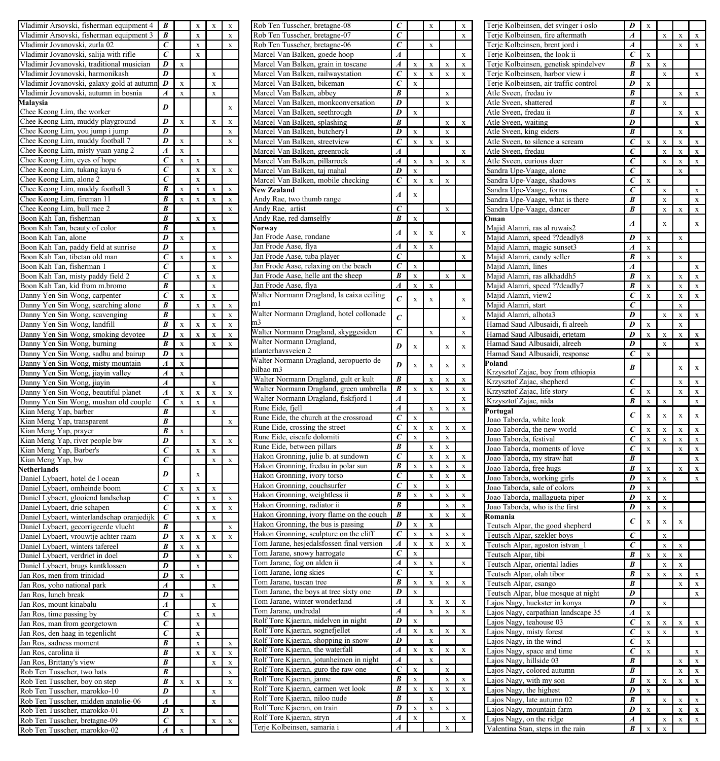| | | | | | |
|---|---|---|---|---|---|
| Vladimir Arsovski, fisherman equipment 4 | ***B*** | | x | x | x |
| Vladimir Arsovski, fisherman equipment 3 | ***B*** | | x | | x |
| Vladimir Jovanovski, zurla 02 | ***C*** | | x | | x |
| Vladimir Jovanovski, salija with rifle | ***C*** | | x | | |
| Vladimir Jovanovski, traditional musician | ***D*** | x | | | |
| Vladimir Jovanovski, harmonikash | ***D*** | | | x | |
| Vladimir Jovanovski, galaxy gold at autumn | ***D*** | x | | x | |
| Vladimir Jovanovski, autumn in bosnia | ***A*** | x | | x | |
| **Malaysia** | | | | | |
| Chee Keong Lim, the worker | ***D*** | | | | x |
| Chee Keong Lim, muddy playground | ***D*** | x | | x | x |
| Chee Keong Lim, you jump i jump | ***D*** | | | | x |
| Chee Keong Lim, muddy football 7 | ***D*** | x | | | x |
| Chee Keong Lim, misty yuan yang 2 | ***A*** | x | | | |
| Chee Keong Lim, eyes of hope | ***C*** | x | x | | |
| Chee Keong Lim, tukang kayu 6 | ***C*** | | x | x | x |
| Chee Keong Lim, alone 2 | ***C*** | | x | | |
| Chee Keong Lim, muddy football 3 | ***B*** | x | x | x | x |
| Chee Keong Lim, fireman 11 | ***B*** | x | x | x | x |
| Chee Keong Lim, bull race 2 | ***B*** | | | | x |
| Boon Kah Tan, fisherman | ***B*** | | x | x | |
| Boon Kah Tan, beauty of color | ***B*** | | | x | |
| Boon Kah Tan, alone | ***D*** | x | | | |
| Boon Kah Tan, paddy field at sunrise | ***D*** | | | x | |
| Boon Kah Tan, tibetan old man | ***C*** | x | | x | x |
| Boon Kah Tan, fisherman 1 | ***C*** | | | x | |
| Boon Kah Tan, misty paddy field 2 | ***C*** | | x | x | |
| Boon Kah Tan, kid from m.bromo | ***B*** | | | x | |
| Danny Yen Sin Wong, carpenter | ***C*** | x | | x | |
| Danny Yen Sin Wong, searching alone | ***B*** | | x | x | x |
| Danny Yen Sin Wong, scavenging | ***B*** | | | x | x |
| Danny Yen Sin Wong, landfill | ***B*** | x | x | x | x |
| Danny Yen Sin Wong, smoking devotee | ***D*** | x | x | x | x |
| Danny Yen Sin Wong, burning | ***B*** | x | | x | x |
| Danny Yen Sin Wong, sadhu and bairup | ***D*** | x | | | |
| Danny Yen Sin Wong, misty mountain | ***A*** | x | | | |
| Danny Yen Sin Wong, jiayin valley | ***A*** | x | | | |
| Danny Yen Sin Wong, jiayin | ***A*** | | | x | |
| Danny Yen Sin Wong, beautiful planet | ***A*** | x | x | x | x |
| Danny Yen Sin Wong, mushan old couple | ***C*** | x | x | x | |
| Kian Meng Yap, barber | ***B*** | | | x | |
| Kian Meng Yap, transparent | ***B*** | | | | x |
| Kian Meng Yap, prayer | ***B*** | x | | | |
| Kian Meng Yap, river people bw | ***D*** | | | x | x |
| Kian Meng Yap, Barber's | ***C*** | | x | x | |
| Kian Meng Yap, bw | ***C*** | | | x | x |
| **Netherlands** | | | | | |
| Daniel Lybaert, hotel de l ocean | ***D*** | | x | | |
| Daniel Lybaert, omheinde boom | ***C*** | x | x | x | |
| Daniel Lybaert, glooiend landschap | ***C*** | | x | x | x |
| Daniel Lybaert, drie schapen | ***C*** | | x | x | x |
| Daniel Lybaert, winterlandschap oranjedijk | ***C*** | | x | x | |
| Daniel Lybaert, gecorrigeerde vlucht | ***B*** | | | | x |
| Daniel Lybaert, vrouwtje achter raam | ***D*** | x | x | x | x |
| Daniel Lybaert, winters tafereel | ***B*** | x | x | | |
| Daniel Lybaert, verdriet in doel | ***D*** | | x | | x |
| Daniel Lybaert, brugs kantklossen | ***D*** | | x | | |
| Jan Ros, men from trinidad | ***D*** | x | | | |
| Jan Ros, yoho national park | ***A*** | | | x | |
| Jan Ros, lunch break | ***D*** | x | | | |
| Jan Ros, mount kinabalu | ***A*** | | | x | |
| Jan Ros, time passing by | ***C*** | | x | x | |
| Jan Ros, man from georgetown | ***C*** | | x | | |
| Jan Ros, den haag in tegenlicht | ***C*** | | x | | |
| Jan Ros, sadness moment | ***B*** | | x | | x |
| Jan Ros, carolina ii | ***B*** | | x | x | x |
| Jan Ros, Brittany's view | ***B*** | | | x | x |
| Rob Ten Tusscher, two hats | ***B*** | | | | x |
| Rob Ten Tusscher, boy on step | ***B*** | x | x | | x |
| Rob Ten Tusscher, marokko-10 | ***D*** | | | x | |
| Rob Ten Tusscher, midden anatolie-06 | ***A*** | | | x | |
| Rob Ten Tusscher, marokko-01 | ***D*** | x | | | |
| Rob Ten Tusscher, bretagne-09 | ***C*** | | | x | x |
| Rob Ten Tusscher, marokko-02 | ***A*** | x | | | |
| Rob Ten Tusscher, bretagne-08 | ***C*** | | x | | x |
| Rob Ten Tusscher, bretagne-07 | ***C*** | | | | x |
| Rob Ten Tusscher, bretagne-06 | ***C*** | | x | | |
| Marcel Van Balken, goede hoop | ***A*** | | | | x |
| Marcel Van Balken, grain in toscane | ***A*** | x | x | x | x |
| Marcel Van Balken, railwaystation | ***C*** | x | x | x | x |
| Marcel Van Balken, bikeman | ***C*** | x | | | |
| Marcel Van Balken, abbey | ***B*** | | | x | |
| Marcel Van Balken, monkconversation | ***D*** | | | x | |
| Marcel Van Balken, seethrough | ***D*** | x | | | |
| Marcel Van Balken, splashing | ***B*** | | | x | x |
| Marcel Van Balken, butchery1 | ***D*** | x | | x | |
| Marcel Van Balken, streetview | ***C*** | x | x | x | |
| Marcel Van Balken, greenrock | ***A*** | | | | x |
| Marcel Van Balken, pillarrock | ***A*** | x | x | x | x |
| Marcel Van Balken, taj mahal | ***D*** | x | | | |
| Marcel Van Balken, mobile checking | ***C*** | x | x | x | |
| **New Zealand** | | | | | |
| Andy Rae, two thumb range | ***A*** | x | | | |
| Andy Rae, artist | ***C*** | | | x | |
| Andy Rae, red damselfly | ***B*** | x | | | |
| **Norway** | | | | | |
| Jan Frode Aase, rondane | ***A*** | x | x | | x |
| Jan Frode Aase, flya | ***A*** | x | x | | |
| Jan Frode Aase, tuba player | ***C*** | | | | x |
| Jan Frode Aase, relaxing on the beach | ***C*** | x | | | |
| Jan Frode Aase, helle ant the sheep | ***B*** | x | | x | x |
| Jan Frode Aase, flya | ***A*** | x | x | | |
| Walter Normann Dragland, la caixa ceiling m1 | ***C*** | x | x | | x |
| Walter Normann Dragland, hotel collonade m3 | ***C*** | | | | x |
| Walter Normann Dragland, skyggesiden | ***C*** | | x | | x |
| Walter Normann Dragland, atlanterhavsveien 2 | ***D*** | x | | x | x |
| Walter Normann Dragland, aeropuerto de bilbao m3 | ***D*** | x | x | x | x |
| Walter Normann Dragland, gult er kult | ***B*** | | x | x | x |
| Walter Normann Dragland, green umbrella | ***B*** | x | x | x | x |
| Walter Normann Dragland, fiskfjord 1 | ***A*** | | | | x |
| Rune Eide, fjell | ***A*** | | x | x | x |
| Rune Eide, the church at the crossroad | ***C*** | x | | | |
| Rune Eide, crossing the street | ***C*** | x | x | x | x |
| Rune Eide, eiscafe dolomiti | ***C*** | x | | x | |
| Rune Eide, between pillars | ***B*** | | x | x | |
| Hakon Gronning, julie b. at sundown | ***C*** | | x | x | x |
| Hakon Gronning, fredau in polar sun | ***B*** | x | x | x | x |
| Hakon Gronning, ivory torso | ***C*** | | x | x | x |
| Hakon Gronning, couchsurfer | ***C*** | x | | x | |
| Hakon Gronning, weightless ii | ***B*** | x | x | x | x |
| Hakon Gronning, radiator ii | ***B*** | | | x | x |
| Hakon Gronning, ivory flame on the couch | ***B*** | | x | x | x |
| Hakon Gronning, the bus is passing | ***D*** | x | x | | |
| Hakon Gronning, sculpture on the cliff | ***C*** | x | x | x | x |
| Tom Jarane, hesjedalsfossen final version | ***A*** | x | x | x | x |
| Tom Jarane, snowy harrogate | ***C*** | x | | | |
| Tom Jarane, fog on alden ii | ***A*** | x | x | | x |
| Tom Jarane, long skies | ***C*** | | x | | |
| Tom Jarane, tuscan tree | ***B*** | x | x | x | x |
| Tom Jarane, the boys at tree sixty one | ***D*** | x | | | |
| Tom Jarane, winter wonderland | ***A*** | | x | x | x |
| Tom Jarane, undredal | ***A*** | | x | x | x |
| Rolf Tore Kjaeran, nidelven in night | ***D*** | x | | | |
| Rolf Tore Kjaeran, sognefjellet | ***A*** | x | x | x | x |
| Rolf Tore Kjaeran, shopping in snow | ***D*** | | x | | |
| Rolf Tore Kjaeran, the waterfall | ***A*** | x | x | x | x |
| Rolf Tore Kjaeran, jotunheimen in night | ***A*** | | x | | |
| Rolf Tore Kjaeran, guro the raw one | ***C*** | x | | x | |
| Rolf Tore Kjaeran, janne | ***B*** | x | | x | x |
| Rolf Tore Kjaeran, carmen wet look | ***B*** | x | x | x | x |
| Rolf Tore Kjaeran, niloo nude | ***B*** | | x | | |
| Rolf Tore Kjaeran, on train | ***D*** | x | x | x | |
| Rolf Tore Kjaeran, stryn | ***A*** | x | | | x |
| Terje Kolbeinsen, samaria i | ***A*** | | | x | |
| Terje Kolbeinsen, det svinger i oslo | ***D*** | x | | | |
| Terje Kolbeinsen, fire aftermath | ***A*** | | x | x | x |
| Terje Kolbeinsen, brent jord i | ***A*** | | | x | x |
| Terje Kolbeinsen, the look ii | ***C*** | x | | | |
| Terje Kolbeinsen, genetisk spindelvev | ***B*** | x | x | | |
| Terje Kolbeinsen, harbor view i | ***B*** | | x | | x |
| Terje Kolbeinsen, air traffic control | ***D*** | x | | | |
| Atle Sveen, fredau iv | ***B*** | | | x | x |
| Atle Sveen, shattered | ***B*** | | x | | |
| Atle Sveen, fredau ii | ***B*** | | | x | x |
| Atle Sveen, waiting | ***D*** | | | | x |
| Atle Sveen, king eiders | ***B*** | | | x | |
| Atle Sveen, to silence a scream | ***C*** | x | x | x | x |
| Atle Sveen, fredau | ***C*** | | x | x | x |
| Atle Sveen, curious deer | ***C*** | | x | x | x |
| Sandra Upe-Vaage, alone | ***C*** | | | x | |
| Sandra Upe-Vaage, shadows | ***C*** | x | | | |
| Sandra Upe-Vaage, forms | ***C*** | | x | | x |
| Sandra Upe-Vaage, what is there | ***B*** | | x | | x |
| Sandra Upe-Vaage, dancer | ***B*** | | x | x | x |
| **Oman** | | | | | |
| Majid Alamri, ras al ruwais2 | ***A*** | | x | | x |
| Majid Alamri, speed ??deadly8 | ***D*** | x | | x | |
| Majid Alamri, magic sunset3 | ***A*** | x | | | |
| Majid Alamri, candy seller | ***B*** | x | | x | |
| Majid Alamri, lines | ***A*** | | | | x |
| Majid Alamri, ras alkhaddh5 | ***B*** | x | | x | x |
| Majid Alamri, speed ??deadly7 | ***B*** | x | | x | x |
| Majid Alamri, view2 | ***C*** | x | | x | x |
| Majid Alamri, start | ***C*** | | | x | |
| Majid Alamri, alhota3 | ***D*** | | x | x | x |
| Hamad Saud Albusaidi, fi alreeh | ***D*** | x | | x | |
| Hamad Saud Albusaidi, ertetam | ***D*** | x | x | x | x |
| Hamad Saud Albusaidi, alreeh | ***D*** | | x | | x |
| Hamad Saud Albusaidi, response | ***C*** | x | | | |
| **Poland** | | | | | |
| Krzysztof Zajac, boy from ethiopia | ***B*** | | | x | x |
| Krzysztof Zajac, shepherd | ***C*** | | | x | x |
| Krzysztof Zajac, life story | ***C*** | x | | x | x |
| Krzysztof Zajac, nida | ***B*** | x | x | | x |
| **Portugal** | | | | | |
| Joao Taborda, white look | ***C*** | x | x | x | x |
| Joao Taborda, the new world | ***C*** | x | x | x | x |
| Joao Taborda, festival | ***C*** | x | x | x | x |
| Joao Taborda, moments of love | ***C*** | x | | x | x |
| Joao Taborda, my straw hat | ***B*** | | | | x |
| Joao Taborda, free hugs | ***B*** | x | | x | x |
| Joao Taborda, working girls | ***D*** | x | x | | x |
| Joao Taborda, sale of colors | ***D*** | x | | | |
| Joao Taborda, mallagueta piper | ***D*** | x | x | | |
| Joao Taborda, who is the first | ***D*** | x | x | | |
| **Romania** | | | | | |
| Teutsch Alpar, the good shepherd | ***C*** | x | x | x | |
| Teutsch Alpar, szekler boys | ***C*** | | x | | |
| Teutsch Alpar, agoston istvan 1 | ***C*** | | x | x | |
| Teutsch Alpar, tibi | ***B*** | x | x | x | |
| Teutsch Alpar, oriental ladies | ***B*** | | x | x | |
| Teutsch Alpar, olah tibor | ***B*** | x | x | x | x |
| Teutsch Alpar, csango | ***B*** | | | x | x |
| Teutsch Alpar, blue mosque at night | ***D*** | | | | x |
| Lajos Nagy, huckster in konya | ***D*** | | x | | |
| Lajos Nagy, carpathian landscape 35 | ***A*** | x | | | |
| Lajos Nagy, teahouse 03 | ***C*** | x | x | x | x |
| Lajos Nagy, misty forest | ***C*** | x | x | | x |
| Lajos Nagy, in the wind | ***C*** | x | | | |
| Lajos Nagy, space and time | ***C*** | x | | | x |
| Lajos Nagy, hillside 03 | ***B*** | | | x | x |
| Lajos Nagy, colored autumn | ***B*** | | | x | x |
| Lajos Nagy, with my son | ***B*** | x | x | x | x |
| Lajos Nagy, the highest | ***D*** | x | | | |
| Lajos Nagy, late autumn 02 | ***B*** | | x | x | x |
| Lajos Nagy, mountain farm | ***D*** | x | | x | x |
| Lajos Nagy, on the ridge | ***A*** | | x | x | x |
| Valentina Stan, steps in the rain | ***B*** | x | x | | |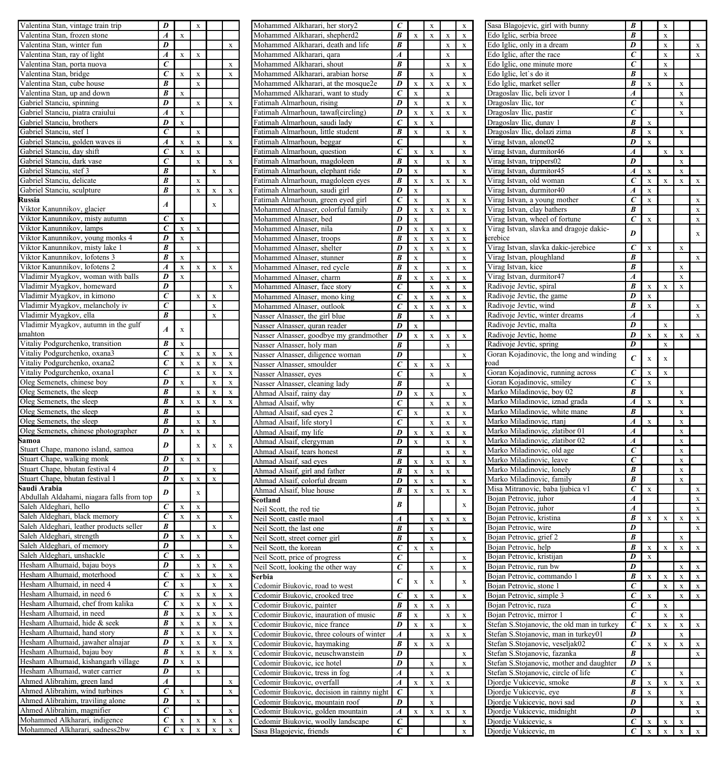| | | | | | |
|---|---|---|---|---|---|
| Valentina Stan, vintage train trip | *D* | | x | | |
| Valentina Stan, frozen stone | *A* | x | | | |
| Valentina Stan, winter fun | *D* | | | | x |
| Valentina Stan, ray of light | *A* | x | x | | |
| Valentina Stan, porta nuova | *C* | | | | x |
| Valentina Stan, bridge | *C* | x | x | | x |
| Valentina Stan, cube house | *B* | | x | | |
| Valentina Stan, up and down | *B* | x | | | |
| Gabriel Stanciu, spinning | *D* | | x | | x |
| Gabriel Stanciu, piatra craiului | *A* | x | | | |
| Gabriel Stanciu, brothers | *D* | x | | | |
| Gabriel Stanciu, stef 1 | *C* | | x | | |
| Gabriel Stanciu, golden waves ii | *A* | x | x | | x |
| Gabriel Stanciu, day shift | *C* | x | x | | |
| Gabriel Stanciu, dark vase | *C* | | x | | x |
| Gabriel Stanciu, stef 3 | *B* | | | x | |
| Gabriel Stanciu, delicate | *B* | | x | | |
| Gabriel Stanciu, sculpture | *B* | | x | x | x |
| **Russia** Viktor Kanunnikov, glacier | *A* | | | x | |
| Viktor Kanunnikov, misty autumn | *C* | x | | | |
| Viktor Kanunnikov, lamps | *C* | x | x | | |
| Viktor Kanunnikov, young monks 4 | *D* | x | | | |
| Viktor Kanunnikov, misty lake 1 | *B* | | x | | |
| Viktor Kanunnikov, lofotens 3 | *B* | x | | | |
| Viktor Kanunnikov, lofotens 2 | *A* | x | x | x | x |
| Vladimir Myagkov, woman with balls | *D* | x | | | |
| Vladimir Myagkov, homeward | *D* | | | | x |
| Vladimir Myagkov, in kimono | *C* | | x | x | |
| Vladimir Myagkov, melancholy iv | *C* | | | x | |
| Vladimir Myagkov, ella | *B* | | | x | |
| Vladimir Myagkov, autumn in the gulf amahton | *A* | x | | | |
| Vitaliy Podgurchenko, transition | *B* | x | | | |
| Vitaliy Podgurchenko, oxana3 | *C* | x | x | x | x |
| Vitaliy Podgurchenko, oxana2 | *C* | x | x | x | x |
| Vitaliy Podgurchenko, oxana1 | *C* | | x | x | x |
| Oleg Semenets, chinese boy | *D* | x | | x | x |
| Oleg Semenets, the sleep | *B* | | x | x | x |
| Oleg Semenets, the sleep | *B* | x | x | x | x |
| Oleg Semenets, the sleep | *B* | | x | | |
| Oleg Semenets, the sleep | *B* | | x | x | |
| Oleg Semenets, chinese photographer | *D* | x | x | | |
| **Samoa** Stuart Chape, manono island, samoa | *D* | | x | x | x |
| Stuart Chape, walking monk | *D* | x | x | | |
| Stuart Chape, bhutan festival 4 | *D* | | | x | |
| Stuart Chape, bhutan festival 1 | *D* | x | x | x | |
| **Saudi Arabia** Abdullah Aldahami, niagara falls from top | *D* | | x | | |
| Saleh Aldeghari, hello | *C* | x | x | | |
| Saleh Aldeghari, black memory | *C* | x | x | | x |
| Saleh Aldeghari, leather products seller | *B* | | | x | |
| Saleh Aldeghari, strength | *D* | x | x | | x |
| Saleh Aldeghari, of memory | *D* | | | | x |
| Saleh Aldeghari, unshackle | *C* | x | x | | |
| Hesham Alhumaid, bajau boys | *D* | | x | x | x |
| Hesham Alhumaid, moterhood | *C* | x | x | x | x |
| Hesham Alhumaid, in need 4 | *C* | x | | x | x |
| Hesham Alhumaid, in need 6 | *C* | x | x | x | x |
| Hesham Alhumaid, chef from kalika | *C* | x | x | x | x |
| Hesham Alhumaid, in need | *B* | x | x | x | x |
| Hesham Alhumaid, hide & seek | *B* | x | x | x | x |
| Hesham Alhumaid, hand story | *B* | x | x | x | x |
| Hesham Alhumaid, jawaher alnajar | *D* | x | x | x | x |
| Hesham Alhumaid, bajau boy | *B* | x | x | x | x |
| Hesham Alhumaid, kishangarh village | *D* | x | x | | |
| Hesham Alhumaid, water carrier | *D* | | x | | |
| Ahmed Alibrahim, green land | *A* | | | | x |
| Ahmed Alibrahim, wind turbines | *C* | x | | | x |
| Ahmed Alibrahim, traviling alone | *D* | | x | | |
| Ahmed Alibrahim, magnifier | *C* | | | | x |
| Mohammed Alkharari, indigence | *C* | x | x | x | x |
| Mohammed Alkharari, sadness2bw | *C* | x | x | x | x |
| Mohammed Alkharari, her story2 | *C* | | x | | x |
| Mohammed Alkharari, shepherd2 | *B* | x | x | x | x |
| Mohammed Alkharari, death and life | *B* | | | x | x |
| Mohammed Alkharari, qara | *A* | | | x | |
| Mohammed Alkharari, shout | *B* | | | x | x |
| Mohammed Alkharari, arabian horse | *B* | | x | | x |
| Mohammed Alkharari, at the mosque2e | *D* | x | x | x | x |
| Mohammed Alkharari, want to study | *C* | x | | x | |
| Fatimah Almarhoun, rising | *D* | x | | x | x |
| Fatimah Almarhoun, tawaf(circling) | *D* | x | x | x | x |
| Fatimah Almarhoun, saudi lady | *C* | x | x | | |
| Fatimah Almarhoun, little student | *B* | x | | x | x |
| Fatimah Almarhoun, beggar | *C* | | | | x |
| Fatimah Almarhoun, question | *C* | x | x | | x |
| Fatimah Almarhoun, magdoleen | *B* | x | | x | x |
| Fatimah Almarhoun, elephant ride | *D* | x | | | x |
| Fatimah Almarhoun, magdoleen eyes | *B* | x | x | x | x |
| Fatimah Almarhoun, saudi girl | *D* | x | | | |
| Fatimah Almarhoun, green eyed girl | *C* | x | | x | x |
| Mohammed Alnaser, colorful family | *D* | x | x | x | x |
| Mohammed Alnaser, bed | *D* | x | | | |
| Mohammed Alnaser, nila | *D* | x | x | x | x |
| Mohammed Alnaser, troops | *B* | x | x | x | x |
| Mohammed Alnaser, shelter | *D* | x | x | x | x |
| Mohammed Alnaser, stunner | *B* | x | | | x |
| Mohammed Alnaser, red cycle | *B* | x | | x | x |
| Mohammed Alnaser, charm | *B* | x | x | x | x |
| Mohammed Alnaser, face story | *C* | | x | x | x |
| Mohammed Alnaser, mono king | *C* | x | x | x | x |
| Mohammed Alnaser, outlook | *C* | x | x | x | x |
| Nasser Alnasser, the girl blue | *B* | | x | x | |
| Nasser Alnasser, quran reader | *D* | x | | | |
| Nasser Alnasser, goodbye my grandmother | *D* | x | x | x | x |
| Nasser Alnasser, holy man | *B* | | | x | |
| Nasser Alnasser, diligence woman | *D* | | | | x |
| Nasser Alnasser, smoulder | *C* | x | x | x | |
| Nasser Alnasser, eyes | *C* | | x | | x |
| Nasser Alnasser, cleaning lady | *B* | | | x | |
| Ahmad Alsaif, rainy day | *D* | x | x | | x |
| Ahmad Alsaif, why | *C* | | x | x | x |
| Ahmad Alsaif, sad eyes 2 | *C* | x | | x | x |
| Ahmad Alsaif, life story1 | *C* | | x | x | x |
| Ahmad Alsaif, my life | *D* | x | x | x | x |
| Ahmad Alsaif, clergyman | *D* | x | | x | x |
| Ahmad Alsaif, tears honest | *B* | | | x | x |
| Ahmad Alsaif, sad eyes | *B* | x | x | x | x |
| Ahmad Alsaif, girl and father | *B* | x | x | x | |
| Ahmad Alsaif, colorful dream | *D* | x | x | | x |
| Ahmad Alsaif, blue house | *B* | x | x | x | x |
| **Scotland** Neil Scott, the red tie | *B* | | | | x |
| Neil Scott, castle maol | *A* | | x | x | x |
| Neil Scott, the last one | *B* | | x | | |
| Neil Scott, street corner girl | *B* | | x | | x |
| Neil Scott, the korean | *C* | x | x | | |
| Neil Scott, price of progress | *C* | | | | x |
| Neil Scott, looking the other way | *C* | | x | | x |
| **Serbia** Cedomir Biukovic, road to west | *C* | x | x | | x |
| Cedomir Biukovic, crooked tree | *C* | x | x | | x |
| Cedomir Biukovic, painter | *B* | x | x | x | |
| Cedomir Biukovic, inauration of music | *B* | x | | x | x |
| Cedomir Biukovic, nice france | *D* | x | x | | x |
| Cedomir Biukovic, three colours of winter | *A* | | x | x | x |
| Cedomir Biukovic, haymaking | *B* | x | x | x | |
| Cedomir Biukovic, neuschwanstein | *D* | | | | x |
| Cedomir Biukovic, ice hotel | *D* | | x | | x |
| Cedomir Biukovic, tress in fog | *A* | | x | x | |
| Cedomir Biukovic, overfall | *A* | x | x | x | |
| Cedomir Biukovic, decision in rainny night | *C* | | x | | |
| Cedomir Biukovic, mountain roof | *D* | | x | | |
| Cedomir Biukovic, golden mountain | *A* | x | x | x | x |
| Cedomir Biukovic, woolly landscape | *C* | | | | x |
| Sasa Blagojevic, friends | *C* | | | | x |
| Sasa Blagojevic, girl with bunny | *B* | | x | | |
| Edo Iglic, serbia breee | *B* | | x | | |
| Edo Iglic, only in a dream | *D* | | x | | x |
| Edo Iglic, after the race | *C* | | x | | x |
| Edo Iglic, one minute more | *C* | | x | | |
| Edo Iglic, let`s do it | *B* | | x | | |
| Edo Iglic, market seller | *B* | x | | x | |
| Dragoslav Ilic, beli izvor 1 | *A* | | | x | |
| Dragoslav Ilic, tor | *C* | | | x | |
| Dragoslav Ilic, pastir | *C* | | | x | |
| Dragoslav Ilic, dunav 1 | *B* | x | | | |
| Dragoslav Ilic, dolazi zima | *B* | x | | x | |
| Virag Istvan, alone02 | *D* | x | | | |
| Virag Istvan, durmitor46 | *A* | | x | x | |
| Virag Istvan, trippers02 | *D* | | | x | |
| Virag Istvan, durmitor45 | *A* | x | | x | |
| Virag Istvan, old woman | *C* | x | x | x | x |
| Virag Istvan, durmitor40 | *A* | x | | | |
| Virag Istvan, a young mother | *C* | x | | | x |
| Virag Istvan, clay bathers | *B* | | | | x |
| Virag Istvan, wheel of fortune | *C* | x | | | x |
| Virag Istvan, slavka and dragoje dakic-jerebice | *D* | | | | x |
| Virag Istvan, slavka dakic-jerebice | *C* | x | | x | |
| Virag Istvan, ploughland | *B* | | | | x |
| Virag Istvan, kice | *B* | | | x | |
| Virag Istvan, durmitor47 | *A* | | | x | |
| Radivoje Jevtic, spiral | *B* | x | x | x | |
| Radivoje Jevtic, the game | *D* | x | | | |
| Radivoje Jevtic, wind | *B* | x | | | x |
| Radivoje Jevtic, winter dreams | *A* | | | | x |
| Radivoje Jevtic, malta | *D* | | x | | |
| Radivoje Jevtic, home | *D* | x | x | x | x |
| Radivoje Jevtic, spring | *D* | | x | | |
| Goran Kojadinovic, the long and winding road | *C* | x | x | | |
| Goran Kojadinovic, running across | *C* | x | x | | |
| Goran Kojadinovic, smiley | *C* | x | | | |
| Marko Miladinovic, boy 02 | *B* | | | x | |
| Marko Miladinovic, iznad grada | *A* | x | | x | |
| Marko Miladinovic, white mane | *B* | | | x | |
| Marko Miladinovic, rtanj | *A* | x | | x | |
| Marko Miladinovic, zlatibor 01 | *A* | | | x | |
| Marko Miladinovic, zlatibor 02 | *A* | | | x | |
| Marko Miladinovic, old age | *C* | | | x | |
| Marko Miladinovic, leave | *C* | | | x | |
| Marko Miladinovic, lonely | *B* | | | x | |
| Marko Miladinovic, family | *B* | | | x | |
| Misa Mitranovic, baba ljubica v1 | *C* | x | | | x |
| Bojan Petrovic, juhor | *A* | | | | x |
| Bojan Petrovic, juhor | *A* | | | | x |
| Bojan Petrovic, kristina | *B* | x | x | x | x |
| Bojan Petrovic, wire | *D* | | | | x |
| Bojan Petrovic, grief 2 | *B* | | | x | |
| Bojan Petrovic, help | *B* | x | x | x | x |
| Bojan Petrovic, kristijan | *D* | x | | | |
| Bojan Petrovic, run bw | *D* | | | x | x |
| Bojan Petrovic, commando 1 | *B* | x | x | x | x |
| Bojan Petrovic, stone 1 | *C* | | x | x | x |
| Bojan Petrovic, simple 3 | *C* | x | | x | x |
| Bojan Petrovic, ruza | *C* | | x | | |
| Bojan Petrovic, mirror 1 | *C* | | x | x | |
| Stefan S.Stojanovic, the old man in turkey | *C* | x | x | x | x |
| Stefan S.Stojanovic, man in turkey01 | *D* | | | x | |
| Stefan S.Stojanovic, veseljak02 | *C* | x | x | x | x |
| Stefan S.Stojanovic, fazanka | *B* | | | | x |
| Stefan S.Stojanovic, mother and daughter | *D* | x | | | |
| Stefan S.Stojanovic, circle of life | *C* | | | x | |
| Djordje Vukicevic, smoke | *B* | x | x | x | x |
| Djordje Vukicevic, eye | *B* | x | | x | |
| Djordje Vukicevic, novi sad | *D* | | | x | x |
| Djordje Vukicevic, midnight | *D* | | | | x |
| Djordje Vukicevic, s | *C* | x | x | x | |
| Djordje Vukicevic, m | *C* | x | x | x | x |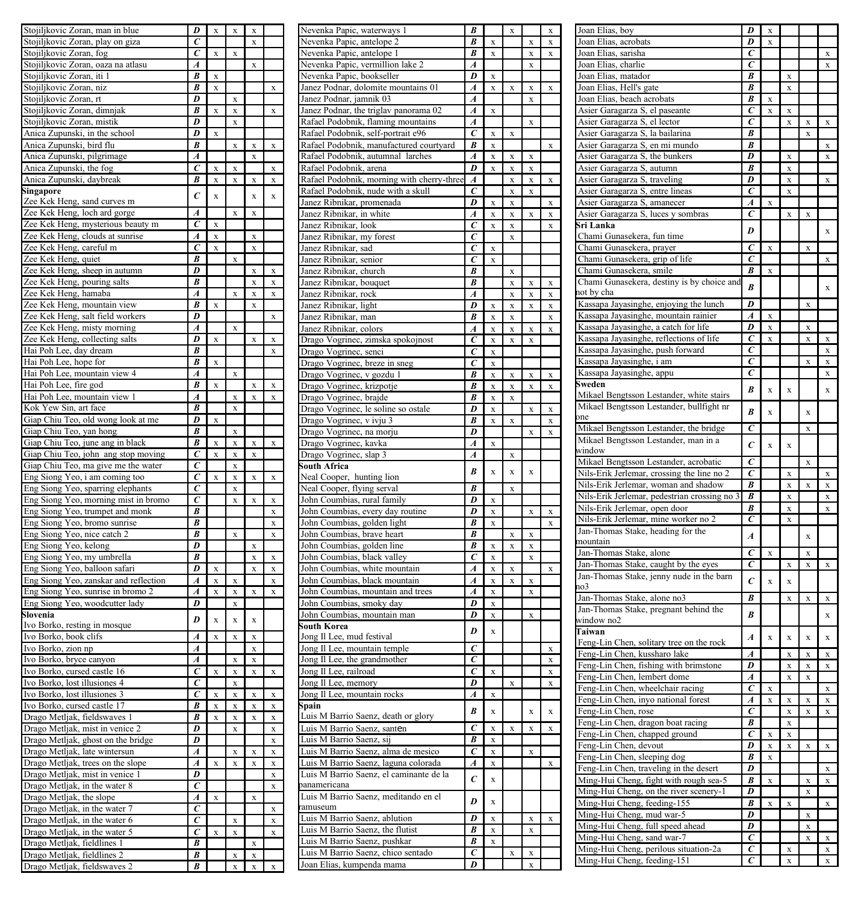| | | | | | |
|---|---|---|---|---|---|
| Stojiljkovic Zoran, man in blue | ***D*** | x | x | x | |
| Stojiljkovic Zoran, play on giza | ***C*** | | | x | |
| Stojiljkovic Zoran, fog | ***C*** | x | x | | |
| Stojiljkovic Zoran, oaza na atlasu | ***A*** | | | x | |
| Stojiljkovic Zoran, iti 1 | ***B*** | x | | | |
| Stojiljkovic Zoran, niz | ***B*** | x | | | x |
| Stojiljkovic Zoran, rt | ***D*** | | x | | |
| Stojiljkovic Zoran, dimnjak | ***B*** | x | x | | x |
| Stojiljkovic Zoran, mistik | ***D*** | | x | | |
| Anica Zupunski, in the school | ***D*** | x | | | |
| Anica Zupunski, bird flu | ***B*** | | x | x | x |
| Anica Zupunski, pilgrimage | ***A*** | | | x | |
| Anica Zupunski, the fog | ***C*** | x | x | | x |
| Anica Zupunski, daybreak | ***B*** | x | x | x | x |
| **Singapore** | | | | | |
| Zee Kek Heng, sand curves m | ***C*** | x | | x | x |
| Zee Kek Heng, loch ard gorge | ***A*** | | x | x | |
| Zee Kek Heng, mysterious beauty m | ***C*** | x | | | |
| Zee Kek Heng, clouds at sunrise | ***A*** | x | | x | |
| Zee Kek Heng, careful m | ***C*** | x | | x | |
| Zee Kek Heng, quiet | ***B*** | | x | | |
| Zee Kek Heng, sheep in autumn | ***D*** | | | x | x |
| Zee Kek Heng, pouring salts | ***B*** | | | x | x |
| Zee Kek Heng, hamaba | ***A*** | | x | x | x |
| Zee Kek Heng, mountain view | ***B*** | x | | x | |
| Zee Kek Heng, salt field workers | ***D*** | | | | x |
| Zee Kek Heng, misty morning | ***A*** | | x | | |
| Zee Kek Heng, collecting salts | ***D*** | x | | x | x |
| Hai Poh Lee, day dream | ***B*** | | | | x |
| Hai Poh Lee, hope for | ***B*** | x | | | |
| Hai Poh Lee, mountain view 4 | ***A*** | | x | | |
| Hai Poh Lee, fire god | ***B*** | x | | x | x |
| Hai Poh Lee, mountain view 1 | ***A*** | | x | x | x |
| Kok Yew Sin, art face | ***B*** | | x | | |
| Giap Chiu Teo, old wong look at me | ***D*** | x | | | |
| Giap Chiu Teo, yan hong | ***B*** | | x | | |
| Giap Chiu Teo, june ang in black | ***B*** | x | x | x | x |
| Giap Chiu Teo, john ang stop moving | ***C*** | x | x | x | |
| Giap Chiu Teo, ma give me the water | ***C*** | | x | | |
| Eng Siong Yeo, i am coming too | ***C*** | x | x | x | x |
| Eng Siong Yeo, sparring elephants | ***C*** | | x | | |
| Eng Siong Yeo, morning mist in bromo | ***C*** | | x | x | x |
| Eng Siong Yeo, trumpet and monk | ***B*** | | | | x |
| Eng Siong Yeo, bromo sunrise | ***B*** | | | | x |
| Eng Siong Yeo, nice catch 2 | ***B*** | | x | | x |
| Eng Siong Yeo, kelong | ***D*** | | | x | |
| Eng Siong Yeo, my umbrella | ***B*** | | | x | x |
| Eng Siong Yeo, balloon safari | ***D*** | x | | x | x |
| Eng Siong Yeo, zanskar and reflection | ***A*** | x | x | | x |
| Eng Siong Yeo, sunrise in bromo 2 | ***A*** | x | x | x | x |
| Eng Siong Yeo, woodcutter lady | ***D*** | | x | | |
| **Slovenia** | | | | | |
| Ivo Borko, resting in mosque | ***D*** | x | x | x | |
| Ivo Borko, book clifs | ***A*** | x | x | x | |
| Ivo Borko, zion np | ***A*** | | | x | |
| Ivo Borko, bryce canyon | ***A*** | | x | x | |
| Ivo Borko, cursed castle 16 | ***C*** | x | x | x | x |
| Ivo Borko, lost illusiones 4 | ***C*** | | x | | |
| Ivo Borko, lost illusiones 3 | ***C*** | x | x | x | x |
| Ivo Borko, cursed castle 17 | ***B*** | x | x | x | x |
| Drago Metljak, fieldswaves 1 | ***B*** | x | x | x | x |
| Drago Metljak, mist in venice 2 | ***D*** | | x | | x |
| Drago Metljak, ghost on the bridge | ***D*** | | | | x |
| Drago Metljak, late wintersun | ***A*** | | x | x | x |
| Drago Metljak, trees on the slope | ***A*** | x | x | x | x |
| Drago Metljak, mist in venice 1 | ***D*** | | | | x |
| Drago Metljak, in the water 8 | ***C*** | | | | x |
| Drago Metljak, the slope | ***A*** | x | | x | |
| Drago Metljak, in the water 7 | ***C*** | | | | x |
| Drago Metljak, in the water 6 | ***C*** | | x | | x |
| Drago Metljak, in the water 5 | ***C*** | x | x | | x |
| Drago Metljak, fieldlines 1 | ***B*** | | | x | |
| Drago Metljak, fieldlines 2 | ***B*** | | x | x | |
| Drago Metljak, fieldswaves 2 | ***B*** | | x | x | x |
| Nevenka Papic, waterways 1 | ***B*** | | x | | x |
| Nevenka Papic, antelope 2 | ***B*** | x | | x | x |
| Nevenka Papic, antelope 1 | ***B*** | x | | x | x |
| Nevenka Papic, vermillion lake 2 | ***A*** | | | x | |
| Nevenka Papic, bookseller | ***D*** | x | | | |
| Janez Podnar, dolomite mountains 01 | ***A*** | x | x | x | x |
| Janez Podnar, jamnik 03 | ***A*** | | | x | |
| Janez Podnar, the triglav panorama 02 | ***A*** | x | | | |
| Rafael Podobnik, flaming mountains | ***A*** | | | x | |
| Rafael Podobnik, self-portrait e96 | ***C*** | x | x | | |
| Rafael Podobnik, manufactured courtyard | ***B*** | x | | | x |
| Rafael Podobnik, autumnal larches | ***A*** | x | x | x | |
| Rafael Podobnik, arena | ***D*** | x | x | x | |
| Rafael Podobnik, morning with cherry-three | ***A*** | | x | x | x |
| Rafael Podobnik, nude with a skull | ***C*** | | x | x | |
| Janez Ribnikar, promenada | ***D*** | x | x | | x |
| Janez Ribnikar, in white | ***A*** | x | x | x | x |
| Janez Ribnikar, look | ***C*** | x | x | | x |
| Janez Ribnikar, my forest | ***C*** | | x | | |
| Janez Ribnikar, sad | ***C*** | x | | | |
| Janez Ribnikar, senior | ***C*** | x | | | |
| Janez Ribnikar, church | ***B*** | | x | | |
| Janez Ribnikar, bouquet | ***B*** | | x | x | x |
| Janez Ribnikar, rock | ***A*** | | x | x | x |
| Janez Ribnikar, light | ***D*** | x | x | x | x |
| Janez Ribnikar, man | ***B*** | x | x | | x |
| Janez Ribnikar, colors | ***A*** | x | x | x | x |
| Drago Vogrinec, zimska spokojnost | ***C*** | x | x | x | |
| Drago Vogrinec, senci | ***C*** | x | | | |
| Drago Vogrinec, breze in sneg | ***C*** | x | | | |
| Drago Vogrinec, v gozdu 1 | ***B*** | x | x | x | x |
| Drago Vogrinec, krizpotje | ***B*** | x | x | x | x |
| Drago Vogrinec, brajde | ***B*** | x | x | | |
| Drago Vogrinec, le soline so ostale | ***D*** | x | | x | x |
| Drago Vogrinec, v ivju 3 | ***B*** | x | x | | x |
| Drago Vogrinec, na morju | ***D*** | | | x | x |
| Drago Vogrinec, kavka | ***A*** | x | | | |
| Drago Vogrinec, slap 3 | ***A*** | | x | | |
| **South Africa** | | | | | |
| Neal Cooper, hunting lion | ***B*** | x | x | x | |
| Neal Cooper, flying serval | ***B*** | | x | | |
| John Coumbias, rural family | ***D*** | x | | | |
| John Coumbias, every day routine | ***D*** | x | | x | x |
| John Coumbias, golden light | ***B*** | x | | | x |
| John Coumbias, brave heart | ***B*** | | x | x | |
| John Coumbias, golden line | ***B*** | x | x | x | |
| John Coumbias, black valley | ***C*** | x | | x | |
| John Coumbias, white mountain | ***A*** | x | x | | x |
| John Coumbias, black mountain | ***A*** | x | x | x | |
| John Coumbias, mountain and trees | ***A*** | x | | x | |
| John Coumbias, smoky day | ***D*** | x | | | |
| John Coumbias, mountain man | ***D*** | x | | x | |
| **South Korea** | | | | | |
| Jong Il Lee, mud festival | ***D*** | x | | | |
| Jong Il Lee, mountain temple | ***C*** | | | | x |
| Jong Il Lee, the grandmother | ***C*** | | | | x |
| Jong Il Lee, railroad | ***C*** | x | | | x |
| Jong Il Lee, memory | ***D*** | | x | | x |
| Jong Il Lee, mountain rocks | ***A*** | x | | | |
| **Spain** | | | | | |
| Luis M Barrio Saenz, death or glory | ***B*** | x | | x | x |
| Luis M Barrio Saenz, santen | ***C*** | x | x | x | x |
| Luis M Barrio Saenz, sij | ***B*** | x | | | |
| Luis M Barrio Saenz, alma de mesico | ***C*** | x | | x | |
| Luis M Barrio Saenz, laguna colorada | ***A*** | x | | | x |
| Luis M Barrio Saenz, el caminante de la panamericana | ***C*** | x | | | |
| Luis M Barrio Saenz, meditando en el ramuseum | ***D*** | x | | | |
| Luis M Barrio Saenz, ablution | ***D*** | x | | x | x |
| Luis M Barrio Saenz, the flutist | ***B*** | x | | x | |
| Luis M Barrio Saenz, pushkar | ***B*** | x | | | |
| Luis M Barrio Saenz, chico sentado | ***C*** | | x | x | |
| Joan Elias, kumpenda mama | ***D*** | | | x | |
| Joan Elias, boy | ***D*** | x | | | |
| Joan Elias, acrobats | ***D*** | x | | | |
| Joan Elias, sarisha | ***C*** | | | | x |
| Joan Elias, charlie | ***C*** | | | | x |
| Joan Elias, matador | ***B*** | | x | | |
| Joan Elias, Hell's gate | ***B*** | | x | | |
| Joan Elias, beach acrobats | ***B*** | x | | | |
| Asier Garagarza S, el paseante | ***C*** | x | x | | |
| Asier Garagarza S, el lector | ***C*** | | x | x | x |
| Asier Garagarza S, la bailarina | ***B*** | | x | | |
| Asier Garagarza S, en mi mundo | ***B*** | | | | x |
| Asier Garagarza S, the bunkers | ***D*** | | x | | x |
| Asier Garagarza S, autumn | ***B*** | | x | | |
| Asier Garagarza S, traveling | ***D*** | | x | | x |
| Asier Garagarza S, entre lineas | ***C*** | | x | | |
| Asier Garagarza S, amanecer | ***A*** | x | | | |
| Asier Garagarza S, luces y sombras | ***C*** | | x | x | |
| **Sri Lanka** | | | | | |
| Chami Gunasekera, fun time | ***D*** | | | | x |
| Chami Gunasekera, prayer | ***C*** | x | | x | |
| Chami Gunasekera, grip of life | ***C*** | | | | x |
| Chami Gunasekera, smile | ***B*** | x | | | |
| Chami Gunasekera, destiny is by choice and not by cha | ***B*** | | | | x |
| Kassapa Jayasinghe, enjoying the lunch | ***D*** | | | x | |
| Kassapa Jayasinghe, mountain rainier | ***A*** | x | | | |
| Kassapa Jayasinghe, a catch for life | ***D*** | x | | x | |
| Kassapa Jayasinghe, reflections of life | ***C*** | x | | x | x |
| Kassapa Jayasinghe, push forward | ***C*** | | | | x |
| Kassapa Jayasinghe, i am | ***C*** | | | x | x |
| Kassapa Jayasinghe, appu | ***C*** | | | | x |
| **Sweden** | | | | | |
| Mikael Bengtsson Lestander, white stairs | ***B*** | x | x | | x |
| Mikael Bengtsson Lestander, bullfight nr one | ***B*** | x | | x | |
| Mikael Bengtsson Lestander, the bridge | ***C*** | | | x | |
| Mikael Bengtsson Lestander, man in a window | ***C*** | x | x | | |
| Mikael Bengtsson Lestander, acrobatic | ***C*** | | | x | |
| Nils-Erik Jerlemar, crossing the line no 2 | ***C*** | | x | | x |
| Nils-Erik Jerlemar, woman and shadow | ***B*** | | x | x | x |
| Nils-Erik Jerlemar, pedestrian crossing no 3 | ***B*** | | x | | x |
| Nils-Erik Jerlemar, open door | ***B*** | | x | | x |
| Nils-Erik Jerlemar, mine worker no 2 | ***C*** | | x | | |
| Jan-Thomas Stake, heading for the mountain | ***A*** | | | x | |
| Jan-Thomas Stake, alone | ***C*** | x | | x | |
| Jan-Thomas Stake, caught by the eyes | ***C*** | | x | x | x |
| Jan-Thomas Stake, jenny nude in the barn no3 | ***C*** | x | x | | |
| Jan-Thomas Stake, alone no3 | ***B*** | | x | x | x |
| Jan-Thomas Stake, pregnant behind the window no2 | ***B*** | | | | x |
| **Taiwan** | | | | | |
| Feng-Lin Chen, solitary tree on the rock | ***A*** | x | x | x | x |
| Feng-Lin Chen, kussharo lake | ***A*** | | x | x | x |
| Feng-Lin Chen, fishing with brimstone | ***D*** | | x | x | x |
| Feng-Lin Chen, lembert dome | ***A*** | | x | x | |
| Feng-Lin Chen, wheelchair racing | ***C*** | x | | | x |
| Feng-Lin Chen, inyo national forest | ***A*** | x | x | x | x |
| Feng-Lin Chen, rose | ***C*** | | x | x | x |
| Feng-Lin Chen, dragon boat racing | ***B*** | | x | | |
| Feng-Lin Chen, chapped ground | ***C*** | x | x | | |
| Feng-Lin Chen, devout | ***D*** | x | x | x | x |
| Feng-Lin Chen, sleeping dog | ***B*** | x | | | |
| Feng-Lin Chen, traveling in the desert | ***D*** | | | | x |
| Ming-Hui Cheng, fight with rough sea-5 | ***B*** | x | | x | x |
| Ming-Hui Cheng, on the river scenery-1 | ***D*** | | | x | |
| Ming-Hui Cheng, feeding-155 | ***B*** | x | x | | x |
| Ming-Hui Cheng, mud war-5 | ***D*** | | | x | |
| Ming-Hui Cheng, full speed ahead | ***D*** | | | x | |
| Ming-Hui Cheng, sand war-7 | ***C*** | | | x | x |
| Ming-Hui Cheng, perilous situation-2a | ***C*** | | x | | x |
| Ming-Hui Cheng, feeding-151 | ***C*** | | x | | x |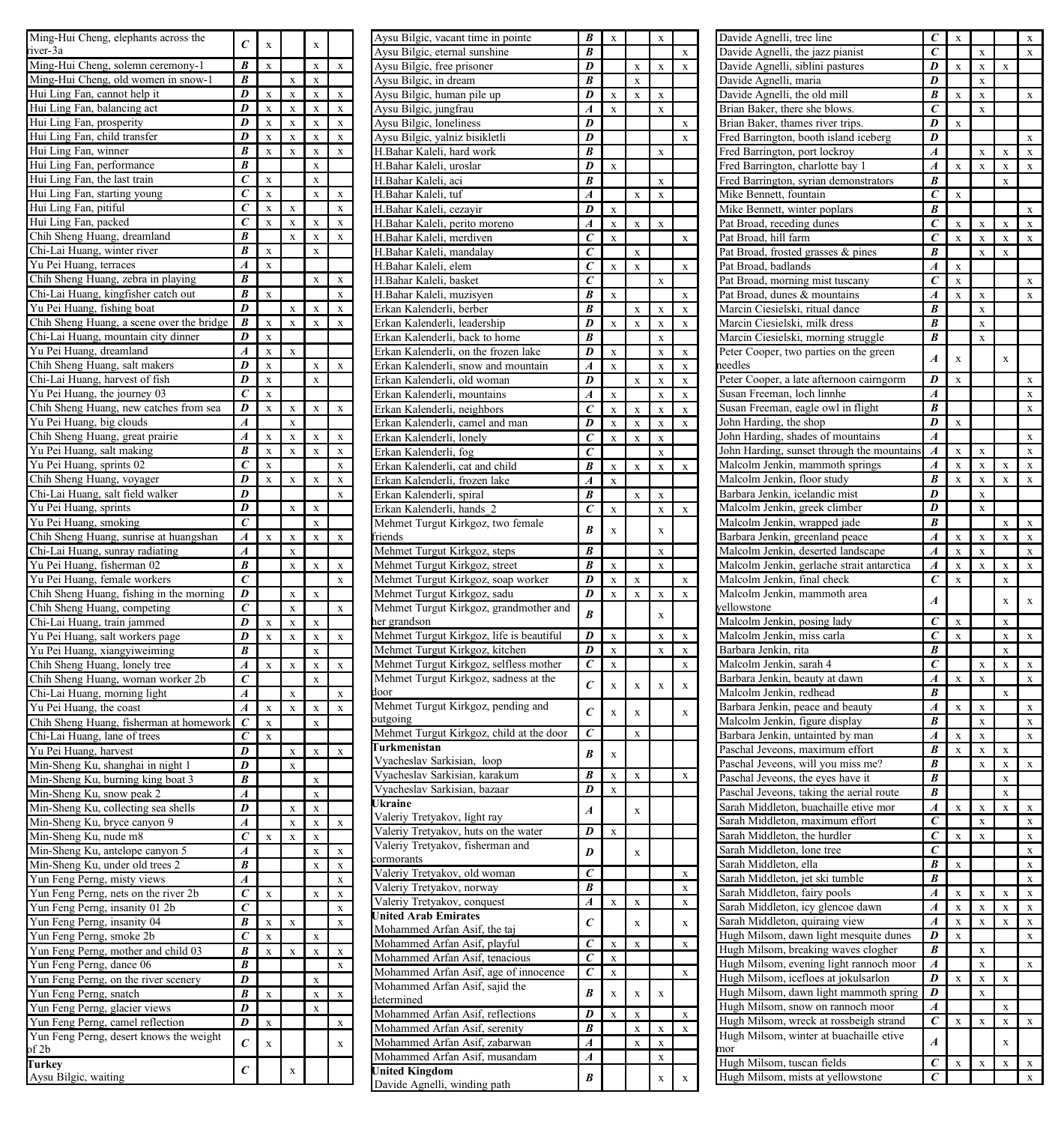| Title | Award | | | | |
|---|---|---|---|---|---|
| Ming-Hui Cheng, elephants across the river-3a | ***C*** | x | | x | |
| Ming-Hui Cheng, solemn ceremony-1 | ***B*** | x | | x | x |
| Ming-Hui Cheng, old women in snow-1 | ***B*** | | x | x | |
| Hui Ling Fan, cannot help it | ***D*** | x | x | x | x |
| Hui Ling Fan, balancing act | ***D*** | x | x | x | x |
| Hui Ling Fan, prosperity | ***D*** | x | x | x | x |
| Hui Ling Fan, child transfer | ***D*** | x | x | x | x |
| Hui Ling Fan, winner | ***B*** | x | x | x | x |
| Hui Ling Fan, performance | ***B*** | | | x | |
| Hui Ling Fan, the last train | ***C*** | x | | x | |
| Hui Ling Fan, starting young | ***C*** | x | | x | x |
| Hui Ling Fan, pitiful | ***C*** | x | x | | x |
| Hui Ling Fan, packed | ***C*** | x | x | x | x |
| Chih Sheng Huang, dreamland | ***B*** | | x | x | x |
| Chi-Lai Huang, winter river | ***B*** | x | | x | |
| Yu Pei Huang, terraces | ***A*** | x | | | |
| Chih Sheng Huang, zebra in playing | ***B*** | | | x | x |
| Chi-Lai Huang, kingfisher catch out | ***B*** | x | | | x |
| Yu Pei Huang, fishing boat | ***D*** | | x | x | x |
| Chih Sheng Huang, a scene over the bridge | ***B*** | x | x | x | x |
| Chi-Lai Huang, mountain city dinner | ***D*** | x | | | |
| Yu Pei Huang, dreamland | ***A*** | x | x | | |
| Chih Sheng Huang, salt makers | ***D*** | x | | x | x |
| Chi-Lai Huang, harvest of fish | ***D*** | x | | x | |
| Yu Pei Huang, the journey 03 | ***C*** | x | | | |
| Chih Sheng Huang, new catches from sea | ***D*** | x | x | x | x |
| Yu Pei Huang, big clouds | ***A*** | | x | | |
| Chih Sheng Huang, great prairie | ***A*** | x | x | x | x |
| Yu Pei Huang, salt making | ***B*** | x | x | x | x |
| Yu Pei Huang, sprints 02 | ***C*** | x | | | x |
| Chih Sheng Huang, voyager | ***D*** | x | x | x | x |
| Chi-Lai Huang, salt field walker | ***D*** | | | | x |
| Yu Pei Huang, sprints | ***D*** | | x | x | |
| Yu Pei Huang, smoking | ***C*** | | | x | |
| Chih Sheng Huang, sunrise at huangshan | ***A*** | x | x | x | x |
| Chi-Lai Huang, sunray radiating | ***A*** | | x | | |
| Yu Pei Huang, fisherman 02 | ***B*** | | x | x | x |
| Yu Pei Huang, female workers | ***C*** | | | | x |
| Chih Sheng Huang, fishing in the morning | ***D*** | | x | x | |
| Chih Sheng Huang, competing | ***C*** | | x | | x |
| Chi-Lai Huang, train jammed | ***D*** | x | x | x | |
| Yu Pei Huang, salt workers page | ***D*** | x | x | x | x |
| Yu Pei Huang, xiangyiweiming | ***B*** | | | x | |
| Chih Sheng Huang, lonely tree | ***A*** | x | x | x | x |
| Chih Sheng Huang, woman worker 2b | ***C*** | | | x | |
| Chi-Lai Huang, morning light | ***A*** | | x | | x |
| Yu Pei Huang, the coast | ***A*** | x | x | x | x |
| Chih Sheng Huang, fisherman at homework | ***C*** | x | | x | |
| Chi-Lai Huang, lane of trees | ***C*** | x | | | |
| Yu Pei Huang, harvest | ***D*** | | x | x | x |
| Min-Sheng Ku, shanghai in night 1 | ***D*** | | x | | |
| Min-Sheng Ku, burning king boat 3 | ***B*** | | | x | |
| Min-Sheng Ku, snow peak 2 | ***A*** | | | x | |
| Min-Sheng Ku, collecting sea shells | ***D*** | | x | x | |
| Min-Sheng Ku, bryce canyon 9 | ***A*** | | x | x | x |
| Min-Sheng Ku, nude m8 | ***C*** | x | x | x | |
| Min-Sheng Ku, antelope canyon 5 | ***A*** | | | x | x |
| Min-Sheng Ku, under old trees 2 | ***B*** | | | x | x |
| Yun Feng Perng, misty views | ***A*** | | | | x |
| Yun Feng Perng, nets on the river 2b | ***C*** | x | | x | x |
| Yun Feng Perng, insanity 01 2b | ***C*** | | | | x |
| Yun Feng Perng, insanity 04 | ***B*** | x | x | | x |
| Yun Feng Perng, smoke 2b | ***C*** | x | | x | |
| Yun Feng Perng, mother and child 03 | ***B*** | x | x | x | x |
| Yun Feng Perng, dance 06 | ***B*** | | | | x |
| Yun Feng Perng, on the river scenery | ***D*** | | | x | |
| Yun Feng Perng, snatch | ***B*** | x | | x | x |
| Yun Feng Perng, glacier views | ***D*** | | | x | |
| Yun Feng Perng, camel reflection | ***D*** | x | | | x |
| Yun Feng Perng, desert knows the weight of 2b | ***C*** | x | | | x |
| **Turkey** Aysu Bilgic, waiting | ***C*** | | x | | |
| Aysu Bilgic, vacant time in pointe | ***B*** | x | | x | |
| Aysu Bilgic, eternal sunshine | ***B*** | | | | x |
| Aysu Bilgic, free prisoner | ***D*** | | x | x | x |
| Aysu Bilgic, in dream | ***B*** | | x | | |
| Aysu Bilgic, human pile up | ***D*** | x | x | x | |
| Aysu Bilgic, jungfrau | ***A*** | x | | x | |
| Aysu Bilgic, loneliness | ***D*** | | | | x |
| Aysu Bilgic, yalniz bisikletli | ***D*** | | | | x |
| H.Bahar Kaleli, hard work | ***B*** | | | x | |
| H.Bahar Kaleli, uroslar | ***D*** | x | | | |
| H.Bahar Kaleli, aci | ***B*** | | | x | |
| H.Bahar Kaleli, tuf | ***A*** | | x | x | |
| H.Bahar Kaleli, cezayir | ***D*** | x | | | |
| H.Bahar Kaleli, perito moreno | ***A*** | x | x | x | |
| H.Bahar Kaleli, merdiven | ***C*** | x | | | x |
| H.Bahar Kaleli, mandalay | ***C*** | | x | | |
| H.Bahar Kaleli, elem | ***C*** | x | x | | x |
| H.Bahar Kaleli, basket | ***C*** | | | x | |
| H.Bahar Kaleli, muzisyen | ***B*** | x | | | x |
| Erkan Kalenderli, berber | ***B*** | | x | x | x |
| Erkan Kalenderli, leadership | ***D*** | x | x | x | x |
| Erkan Kalenderli, back to home | ***B*** | | | x | |
| Erkan Kalenderli, on the frozen lake | ***D*** | x | | x | x |
| Erkan Kalenderli, snow and mountain | ***A*** | x | | x | x |
| Erkan Kalenderli, old woman | ***D*** | | x | x | x |
| Erkan Kalenderli, mountains | ***A*** | x | | x | x |
| Erkan Kalenderli, neighbors | ***C*** | x | x | x | x |
| Erkan Kalenderli, camel and man | ***D*** | x | x | x | x |
| Erkan Kalenderli, lonely | ***C*** | x | x | x | |
| Erkan Kalenderli, fog | ***C*** | | | x | |
| Erkan Kalenderli, cat and child | ***B*** | x | x | x | x |
| Erkan Kalenderli, frozen lake | ***A*** | x | | | |
| Erkan Kalenderli, spiral | ***B*** | | x | x | |
| Erkan Kalenderli, hands_2 | ***C*** | x | | x | x |
| Mehmet Turgut Kirkgoz, two female friends | ***B*** | x | | x | |
| Mehmet Turgut Kirkgoz, steps | ***B*** | | | x | |
| Mehmet Turgut Kirkgoz, street | ***B*** | x | | x | |
| Mehmet Turgut Kirkgoz, soap worker | ***D*** | x | x | | x |
| Mehmet Turgut Kirkgoz, sadu | ***D*** | x | x | x | x |
| Mehmet Turgut Kirkgoz, grandmother and her grandson | ***B*** | | | x | |
| Mehmet Turgut Kirkgoz, life is beautiful | ***D*** | x | | x | x |
| Mehmet Turgut Kirkgoz, kitchen | ***D*** | x | | x | x |
| Mehmet Turgut Kirkgoz, selfless mother | ***C*** | x | | | x |
| Mehmet Turgut Kirkgoz, sadness at the door | ***C*** | x | x | x | x |
| Mehmet Turgut Kirkgoz, pending and outgoing | ***C*** | x | x | | x |
| Mehmet Turgut Kirkgoz, child at the door | ***C*** | | x | | |
| **Turkmenistan** Vyacheslav Sarkisian, loop | ***B*** | x | | | |
| Vyacheslav Sarkisian, karakum | ***B*** | x | x | | x |
| Vyacheslav Sarkisian, bazaar | ***D*** | x | | | |
| **Ukraine** Valeriy Tretyakov, light ray | ***A*** | | x | | |
| Valeriy Tretyakov, huts on the water | ***D*** | x | | | |
| Valeriy Tretyakov, fisherman and cormorants | ***D*** | | x | | |
| Valeriy Tretyakov, old woman | ***C*** | | | | x |
| Valeriy Tretyakov, norway | ***B*** | | | | x |
| Valeriy Tretyakov, conquest | ***A*** | x | x | | x |
| **United Arab Emirates** Mohammed Arfan Asif, the taj | ***C*** | | x | | x |
| Mohammed Arfan Asif, playful | ***C*** | x | x | | x |
| Mohammed Arfan Asif, tenacious | ***C*** | x | | | |
| Mohammed Arfan Asif, age of innocence | ***C*** | x | | | x |
| Mohammed Arfan Asif, sajid the determined | ***B*** | x | x | x | |
| Mohammed Arfan Asif, reflections | ***D*** | x | x | | x |
| Mohammed Arfan Asif, serenity | ***B*** | | x | x | x |
| Mohammed Arfan Asif, zabarwan | ***A*** | | x | x | |
| Mohammed Arfan Asif, musandam | ***A*** | | | x | |
| **United Kingdom** Davide Agnelli, winding path | ***B*** | | | x | x |
| Davide Agnelli, tree line | ***C*** | x | | | x |
| Davide Agnelli, the jazz pianist | ***C*** | | x | | x |
| Davide Agnelli, siblini pastures | ***D*** | x | x | x | |
| Davide Agnelli, maria | ***D*** | | x | | |
| Davide Agnelli, the old mill | ***B*** | x | x | | x |
| Brian Baker, there she blows. | ***C*** | | x | | |
| Brian Baker, thames river trips. | ***D*** | x | | | |
| Fred Barrington, booth island iceberg | ***D*** | | | | x |
| Fred Barrington, port lockroy | ***A*** | | x | x | x |
| Fred Barrington, charlotte bay 1 | ***A*** | x | x | x | x |
| Fred Barrington, syrian demonstrators | ***B*** | | | x | |
| Mike Bennett, fountain | ***C*** | x | | | |
| Mike Bennett, winter poplars | ***B*** | | | | x |
| Pat Broad, receding dunes | ***C*** | x | x | x | x |
| Pat Broad, hill farm | ***C*** | x | x | x | x |
| Pat Broad, frosted grasses & pines | ***B*** | | x | x | |
| Pat Broad, badlands | ***A*** | x | | | |
| Pat Broad, morning mist tuscany | ***C*** | x | | | x |
| Pat Broad, dunes & mountains | ***A*** | x | x | | x |
| Marcin Ciesielski, ritual dance | ***B*** | | x | | |
| Marcin Ciesielski, milk dress | ***B*** | | x | | |
| Marcin Ciesielski, morning struggle | ***B*** | | x | | |
| Peter Cooper, two parties on the green needles | ***A*** | x | | x | |
| Peter Cooper, a late afternoon cairngorm | ***D*** | x | | | x |
| Susan Freeman, loch linnhe | ***A*** | | | | x |
| Susan Freeman, eagle owl in flight | ***B*** | | | | x |
| John Harding, the shop | ***D*** | x | | | |
| John Harding, shades of mountains | ***A*** | | | | x |
| John Harding, sunset through the mountains | ***A*** | x | x | | x |
| Malcolm Jenkin, mammoth springs | ***A*** | x | x | x | x |
| Malcolm Jenkin, floor study | ***B*** | x | x | x | x |
| Barbara Jenkin, icelandic mist | ***D*** | | x | | |
| Malcolm Jenkin, greek climber | ***D*** | | x | | |
| Malcolm Jenkin, wrapped jade | ***B*** | | | x | x |
| Barbara Jenkin, greenland peace | ***A*** | x | x | x | x |
| Malcolm Jenkin, deserted landscape | ***A*** | x | x | | x |
| Malcolm Jenkin, gerlache strait antarctica | ***A*** | x | x | x | x |
| Malcolm Jenkin, final check | ***C*** | x | | x | |
| Malcolm Jenkin, mammoth area yellowstone | ***A*** | | | x | x |
| Malcolm Jenkin, posing lady | ***C*** | x | | x | |
| Malcolm Jenkin, miss carla | ***C*** | x | | x | x |
| Barbara Jenkin, rita | ***B*** | | | x | |
| Malcolm Jenkin, sarah 4 | ***C*** | | x | x | x |
| Barbara Jenkin, beauty at dawn | ***A*** | x | x | | x |
| Malcolm Jenkin, redhead | ***B*** | | | x | |
| Barbara Jenkin, peace and beauty | ***A*** | x | x | | x |
| Malcolm Jenkin, figure display | ***B*** | | x | | x |
| Barbara Jenkin, untainted by man | ***A*** | x | x | | x |
| Paschal Jeveons, maximum effort | ***B*** | x | x | x | |
| Paschal Jeveons, will you miss me? | ***B*** | | x | x | x |
| Paschal Jeveons, the eyes have it | ***B*** | | | x | |
| Paschal Jeveons, taking the aerial route | ***B*** | | | x | |
| Sarah Middleton, buachaille etive mor | ***A*** | x | x | x | x |
| Sarah Middleton, maximum effort | ***C*** | | x | | x |
| Sarah Middleton, the hurdler | ***C*** | x | x | | x |
| Sarah Middleton, lone tree | ***C*** | | | | x |
| Sarah Middleton, ella | ***B*** | x | | | x |
| Sarah Middleton, jet ski tumble | ***B*** | | | | x |
| Sarah Middleton, fairy pools | ***A*** | x | x | x | x |
| Sarah Middleton, icy glencoe dawn | ***A*** | x | x | x | x |
| Sarah Middleton, quiraing view | ***A*** | x | x | x | x |
| Hugh Milsom, dawn light mesquite dunes | ***D*** | x | | | x |
| Hugh Milsom, breaking waves clogher | ***B*** | | x | | |
| Hugh Milsom, evening light rannoch moor | ***A*** | | x | | x |
| Hugh Milsom, icefloes at jokulsarlon | ***D*** | x | x | x | |
| Hugh Milsom, dawn light mammoth spring | ***D*** | | x | | |
| Hugh Milsom, snow on rannoch moor | ***A*** | | | x | |
| Hugh Milsom, wreck at rossbeigh strand | ***C*** | x | x | x | x |
| Hugh Milsom, winter at buachaille etive mor | ***A*** | | | x | |
| Hugh Milsom, tuscan fields | ***C*** | x | x | x | x |
| Hugh Milsom, mists at yellowstone | ***C*** | | | | x |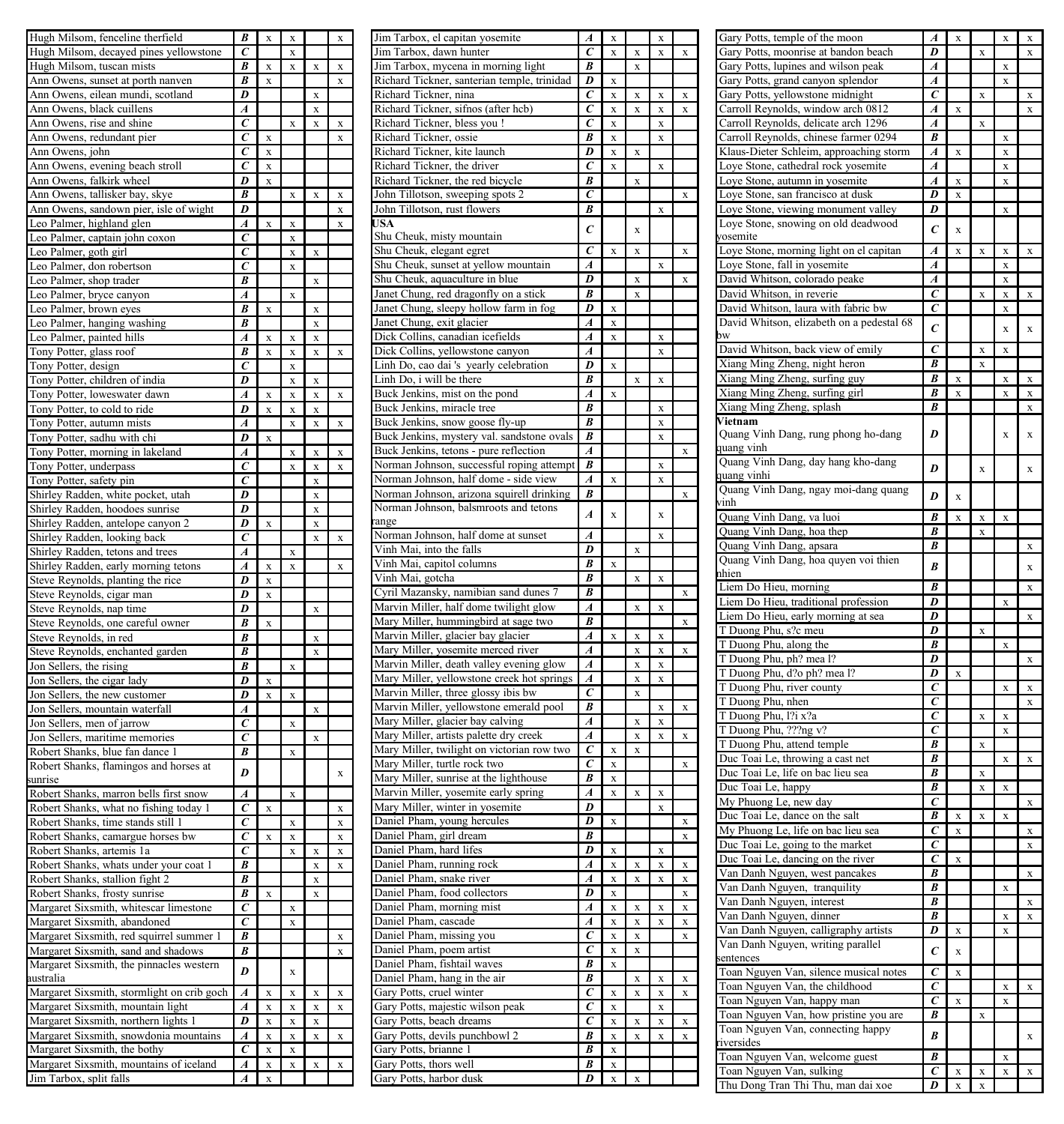| | | | | | |
|---|---|---|---|---|---|
| Hugh Milsom, fenceline therfield | B | x | x | | x |
| Hugh Milsom, decayed pines yellowstone | C | | x | | |
| Hugh Milsom, tuscan mists | B | x | x | x | x |
| Ann Owens, sunset at porth nanven | B | x | | | x |
| Ann Owens, eilean mundi, scotland | D | | | x | |
| Ann Owens, black cuillens | A | | | x | |
| Ann Owens, rise and shine | C | | x | x | x |
| Ann Owens, redundant pier | C | x | | | x |
| Ann Owens, john | C | x | | | |
| Ann Owens, evening beach stroll | C | x | | | |
| Ann Owens, falkirk wheel | D | x | | | |
| Ann Owens, tallisker bay, skye | B | | x | x | x |
| Ann Owens, sandown pier, isle of wight | D | | | | x |
| Leo Palmer, highland glen | A | x | x | | x |
| Leo Palmer, captain john coxon | C | | x | | |
| Leo Palmer, goth girl | C | | x | x | |
| Leo Palmer, don robertson | C | | x | | |
| Leo Palmer, shop trader | B | | | x | |
| Leo Palmer, bryce canyon | A | | x | | |
| Leo Palmer, brown eyes | B | x | | x | |
| Leo Palmer, hanging washing | B | | | x | |
| Leo Palmer, painted hills | A | x | x | x | |
| Tony Potter, glass roof | B | x | x | x | x |
| Tony Potter, design | C | | x | | |
| Tony Potter, children of india | D | | x | x | |
| Tony Potter, loweswater dawn | A | x | x | x | x |
| Tony Potter, to cold to ride | D | x | x | x | |
| Tony Potter, autumn mists | A | | x | x | x |
| Tony Potter, sadhu with chi | D | x | | | |
| Tony Potter, morning in lakeland | A | | x | x | x |
| Tony Potter, underpass | C | | x | x | x |
| Tony Potter, safety pin | C | | | x | |
| Shirley Radden, white pocket, utah | D | | | x | |
| Shirley Radden, hoodoos sunrise | D | | | x | |
| Shirley Radden, antelope canyon 2 | D | x | | x | |
| Shirley Radden, looking back | C | | | x | x |
| Shirley Radden, tetons and trees | A | | x | | |
| Shirley Radden, early morning tetons | A | x | x | | x |
| Steve Reynolds, planting the rice | D | x | | | |
| Steve Reynolds, cigar man | D | x | | | |
| Steve Reynolds, nap time | D | | | x | |
| Steve Reynolds, one careful owner | B | x | | | |
| Steve Reynolds, in red | B | | | x | |
| Steve Reynolds, enchanted garden | B | | | x | |
| Jon Sellers, the rising | B | | x | | |
| Jon Sellers, the cigar lady | D | x | | | |
| Jon Sellers, the new customer | D | x | x | | |
| Jon Sellers, mountain waterfall | A | | | x | |
| Jon Sellers, men of jarrow | C | | x | | |
| Jon Sellers, maritime memories | C | | | x | |
| Robert Shanks, blue fan dance 1 | B | | x | | |
| Robert Shanks, flamingos and horses at sunrise | D | | | | x |
| Robert Shanks, marron bells first snow | A | | x | | |
| Robert Shanks, what no fishing today 1 | C | x | | | x |
| Robert Shanks, time stands still 1 | C | | x | | x |
| Robert Shanks, camargue horses bw | C | x | x | | x |
| Robert Shanks, artemis 1a | C | | x | x | x |
| Robert Shanks, whats under your coat 1 | B | | | x | x |
| Robert Shanks, stallion fight 2 | B | | | x | |
| Robert Shanks, frosty sunrise | B | x | | x | |
| Margaret Sixsmith, whitescar limestone | C | | x | | |
| Margaret Sixsmith, abandoned | C | | x | | |
| Margaret Sixsmith, red squirrel summer 1 | B | | | | x |
| Margaret Sixsmith, sand and shadows | B | | | | x |
| Margaret Sixsmith, the pinnacles western australia | D | | x | | |
| Margaret Sixsmith, stormlight on crib goch | A | x | x | x | x |
| Margaret Sixsmith, mountain light | A | x | x | x | x |
| Margaret Sixsmith, northern lights 1 | D | x | x | x | |
| Margaret Sixsmith, snowdonia mountains | A | x | x | x | x |
| Margaret Sixsmith, the bothy | C | x | x | | |
| Margaret Sixsmith, mountains of iceland | A | x | x | x | x |
| Jim Tarbox, split falls | A | x | | | |
| Jim Tarbox, el capitan yosemite | A | x | | x | |
| Jim Tarbox, dawn hunter | C | x | x | x | x |
| Jim Tarbox, mycena in morning light | B | | x | | |
| Richard Tickner, santerian temple, trinidad | D | x | | | |
| Richard Tickner, nina | C | x | x | x | x |
| Richard Tickner, sifnos (after hcb) | C | x | x | x | x |
| Richard Tickner, bless you ! | C | x | | x | |
| Richard Tickner, ossie | B | x | | x | |
| Richard Tickner, kite launch | D | x | x | | |
| Richard Tickner, the driver | C | x | | x | |
| Richard Tickner, the red bicycle | B | | x | | |
| John Tillotson, sweeping spots 2 | C | | | | x |
| John Tillotson, rust flowers | B | | | x | |
| **USA** Shu Cheuk, misty mountain | C | | x | | |
| Shu Cheuk, elegant egret | C | x | x | | x |
| Shu Cheuk, sunset at yellow mountain | A | | | x | |
| Shu Cheuk, aquaculture in blue | D | | x | | x |
| Janet Chung, red dragonfly on a stick | B | | x | | |
| Janet Chung, sleepy hollow farm in fog | D | x | | | |
| Janet Chung, exit glacier | A | x | | | |
| Dick Collins, canadian icefields | A | x | | x | |
| Dick Collins, yellowstone canyon | A | | | x | |
| Linh Do, cao dai 's yearly celebration | D | x | | | |
| Linh Do, i will be there | B | | x | x | |
| Buck Jenkins, mist on the pond | A | x | | | |
| Buck Jenkins, miracle tree | B | | | x | |
| Buck Jenkins, snow goose fly-up | B | | | x | |
| Buck Jenkins, mystery val. sandstone ovals | B | | | x | |
| Buck Jenkins, tetons - pure reflection | A | | | | x |
| Norman Johnson, successful roping attempt | B | | | x | |
| Norman Johnson, half dome - side view | A | x | | x | |
| Norman Johnson, arizona squirell drinking | B | | | | x |
| Norman Johnson, balsmroots and tetons range | A | x | | x | |
| Norman Johnson, half dome at sunset | A | | | x | |
| Vinh Mai, into the falls | D | | x | | |
| Vinh Mai, capitol columns | B | x | | | |
| Vinh Mai, gotcha | B | | x | x | |
| Cyril Mazansky, namibian sand dunes 7 | B | | | | x |
| Marvin Miller, half dome twilight glow | A | | x | x | |
| Mary Miller, hummingbird at sage two | B | | | | x |
| Marvin Miller, glacier bay glacier | A | x | x | x | |
| Mary Miller, yosemite merced river | A | | x | x | x |
| Marvin Miller, death valley evening glow | A | | x | x | |
| Mary Miller, yellowstone creek hot springs | A | | x | x | |
| Marvin Miller, three glossy ibis bw | C | | x | | |
| Marvin Miller, yellowstone emerald pool | B | | | x | x |
| Mary Miller, glacier bay calving | A | | x | x | |
| Mary Miller, artists palette dry creek | A | | x | x | x |
| Mary Miller, twilight on victorian row two | C | x | x | | |
| Mary Miller, turtle rock two | C | x | | | x |
| Mary Miller, sunrise at the lighthouse | B | x | | | |
| Marvin Miller, yosemite early spring | A | x | x | x | |
| Mary Miller, winter in yosemite | D | | | x | |
| Daniel Pham, young hercules | D | x | | | x |
| Daniel Pham, girl dream | B | | | | x |
| Daniel Pham, hard lifes | D | x | | x | |
| Daniel Pham, running rock | A | x | x | x | x |
| Daniel Pham, snake river | A | x | x | x | x |
| Daniel Pham, food collectors | D | x | | | x |
| Daniel Pham, morning mist | A | x | x | x | x |
| Daniel Pham, cascade | A | x | x | x | x |
| Daniel Pham, missing you | C | x | x | | x |
| Daniel Pham, poem artist | C | x | x | | |
| Daniel Pham, fishtail waves | B | x | | | |
| Daniel Pham, hang in the air | B | | x | x | x |
| Gary Potts, cruel winter | C | x | x | x | x |
| Gary Potts, majestic wilson peak | C | x | | x | |
| Gary Potts, beach dreams | C | x | x | x | x |
| Gary Potts, devils punchbowl 2 | B | x | x | x | x |
| Gary Potts, brianne 1 | B | x | | | |
| Gary Potts, thors well | B | x | | | |
| Gary Potts, harbor dusk | D | x | x | | |
| Gary Potts, temple of the moon | A | x | | x | x |
| Gary Potts, moonrise at bandon beach | D | | x | | x |
| Gary Potts, lupines and wilson peak | A | | | x | |
| Gary Potts, grand canyon splendor | A | | | x | |
| Gary Potts, yellowstone midnight | C | | x | | x |
| Carroll Reynolds, window arch 0812 | A | x | | | x |
| Carroll Reynolds, delicate arch 1296 | A | | x | | |
| Carroll Reynolds, chinese farmer 0294 | B | | | x | |
| Klaus-Dieter Schleim, approaching storm | A | x | | x | |
| Loye Stone, cathedral rock yosemite | A | | | x | |
| Loye Stone, autumn in yosemite | A | x | | x | |
| Loye Stone, san francisco at dusk | D | x | | | |
| Loye Stone, viewing monument valley | D | | | x | |
| Loye Stone, snowing on old deadwood yosemite | C | x | | | |
| Loye Stone, morning light on el capitan | A | x | x | x | x |
| Loye Stone, fall in yosemite | A | | | x | |
| David Whitson, colorado peake | A | | | x | |
| David Whitson, in reverie | C | | x | x | x |
| David Whitson, laura with fabric bw | C | | | x | |
| David Whitson, elizabeth on a pedestal 68 bw | C | | | x | x |
| David Whitson, back view of emily | C | | x | x | |
| Xiang Ming Zheng, night heron | B | | x | | |
| Xiang Ming Zheng, surfing guy | B | x | | x | x |
| Xiang Ming Zheng, surfing girl | B | x | | x | x |
| Xiang Ming Zheng, splash | B | | | | x |
| **Vietnam** Quang Vinh Dang, rung phong ho-dang quang vinh | D | | | x | x |
| Quang Vinh Dang, day hang kho-dang quang vinhi | D | | x | | x |
| Quang Vinh Dang, ngay moi-dang quang vinh | D | x | | | |
| Quang Vinh Dang, va luoi | B | x | x | x | |
| Quang Vinh Dang, hoa thep | B | | x | | |
| Quang Vinh Dang, apsara | B | | | | x |
| Quang Vinh Dang, hoa quyen voi thien nhien | B | | | | x |
| Liem Do Hieu, morning | B | | | | x |
| Liem Do Hieu, traditional profession | D | | | x | |
| Liem Do Hieu, early morning at sea | D | | | | x |
| T Duong Phu, s?c meu | D | | x | | |
| T Duong Phu, along the | B | | | x | |
| T Duong Phu, ph? mea l? | D | | | | x |
| T Duong Phu, d?o ph? mea l? | D | x | | | |
| T Duong Phu, river county | C | | | x | x |
| T Duong Phu, nhen | C | | | | x |
| T Duong Phu, l?i x?a | C | | x | x | |
| T Duong Phu, ???ng v? | C | | | x | |
| T Duong Phu, attend temple | B | | x | | |
| Duc Toai Le, throwing a cast net | B | | | x | x |
| Duc Toai Le, life on bac lieu sea | B | | x | | |
| Duc Toai Le, happy | B | | x | x | |
| My Phuong Le, new day | C | | | | x |
| Duc Toai Le, dance on the salt | B | x | x | x | |
| My Phuong Le, life on bac lieu sea | C | x | | | x |
| Duc Toai Le, going to the market | C | | | | x |
| Duc Toai Le, dancing on the river | C | x | | | |
| Van Danh Nguyen, west pancakes | B | | | | x |
| Van Danh Nguyen, tranquility | B | | | x | |
| Van Danh Nguyen, interest | B | | | | x |
| Van Danh Nguyen, dinner | B | | | x | x |
| Van Danh Nguyen, calligraphy artists | D | x | | x | |
| Van Danh Nguyen, writing parallel sentences | C | x | | | |
| Toan Nguyen Van, silence musical notes | C | x | | | |
| Toan Nguyen Van, the childhood | C | | | x | x |
| Toan Nguyen Van, happy man | C | x | | x | |
| Toan Nguyen Van, how pristine you are | B | | x | | |
| Toan Nguyen Van, connecting happy riversides | B | | | | x |
| Toan Nguyen Van, welcome guest | B | | | x | |
| Toan Nguyen Van, sulking | C | x | x | x | x |
| Thu Dong Tran Thi Thu, man dai xoe | D | x | x | | |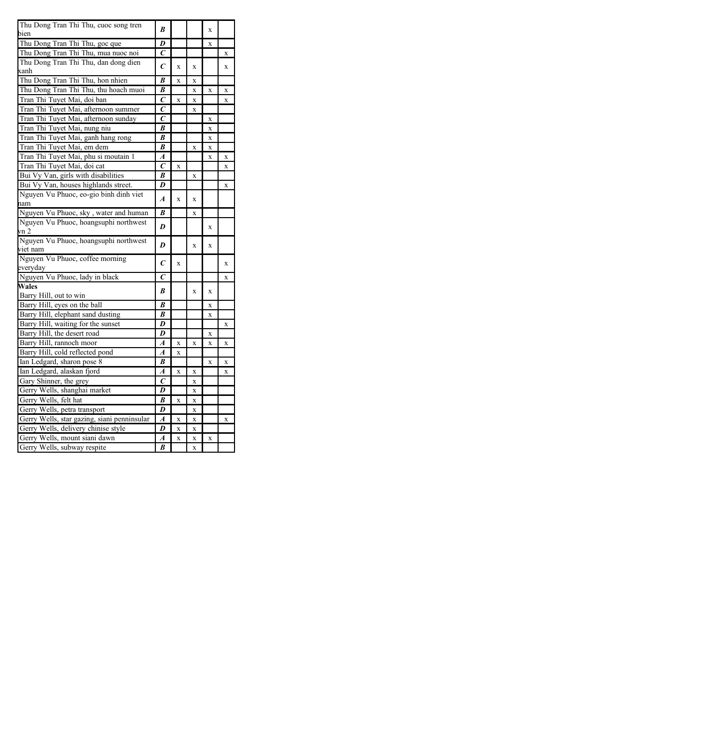| | | | | | |
|---|---|---|---|---|---|
| Thu Dong Tran Thi Thu, cuoc song tren bien | ***B*** | | | x | |
| Thu Dong Tran Thi Thu, goc que | ***D*** | | | x | |
| Thu Dong Tran Thi Thu, mua nuoc noi | ***C*** | | | | x |
| Thu Dong Tran Thi Thu, dan dong dien xanh | ***C*** | x | x | | x |
| Thu Dong Tran Thi Thu, hon nhien | ***B*** | x | x | | |
| Thu Dong Tran Thi Thu, thu hoach muoi | ***B*** | | x | x | x |
| Tran Thi Tuyet Mai, doi ban | ***C*** | x | x | | x |
| Tran Thi Tuyet Mai, afternoon summer | ***C*** | | x | | |
| Tran Thi Tuyet Mai, afternoon sunday | ***C*** | | | x | |
| Tran Thi Tuyet Mai, nung niu | ***B*** | | | x | |
| Tran Thi Tuyet Mai, ganh hang rong | ***B*** | | | x | |
| Tran Thi Tuyet Mai, em dem | ***B*** | | x | x | |
| Tran Thi Tuyet Mai, phu si moutain 1 | ***A*** | | | x | x |
| Tran Thi Tuyet Mai, doi cat | ***C*** | x | | | x |
| Bui Vy Van, girls with disabilities | ***B*** | | x | | |
| Bui Vy Van, houses highlands street. | ***D*** | | | | x |
| Nguyen Vu Phuoc, eo-gio binh dinh viet nam | ***A*** | x | x | | |
| Nguyen Vu Phuoc, sky , water and human | ***B*** | | x | | |
| Nguyen Vu Phuoc, hoangsuphi northwest vn 2 | ***D*** | | | x | |
| Nguyen Vu Phuoc, hoangsuphi northwest viet nam | ***D*** | | x | x | |
| Nguyen Vu Phuoc, coffee morning everyday | ***C*** | x | | | x |
| Nguyen Vu Phuoc, lady in black | ***C*** | | | | x |
| **Wales** Barry Hill, out to win | ***B*** | | x | x | |
| Barry Hill, eyes on the ball | ***B*** | | | x | |
| Barry Hill, elephant sand dusting | ***B*** | | | x | |
| Barry Hill, waiting for the sunset | ***D*** | | | | x |
| Barry Hill, the desert road | ***D*** | | | x | |
| Barry Hill, rannoch moor | ***A*** | x | x | x | x |
| Barry Hill, cold reflected pond | ***A*** | x | | | |
| Ian Ledgard, sharon pose 8 | ***B*** | | | x | x |
| Ian Ledgard, alaskan fjord | ***A*** | x | x | | x |
| Gary Shinner, the grey | ***C*** | | x | | |
| Gerry Wells, shanghai market | ***D*** | | x | | |
| Gerry Wells, felt hat | ***B*** | x | x | | |
| Gerry Wells, petra transport | ***D*** | | x | | |
| Gerry Wells, star gazing, siani penninsular | ***A*** | x | x | | x |
| Gerry Wells, delivery chinise style | ***D*** | x | x | | |
| Gerry Wells, mount siani dawn | ***A*** | x | x | x | |
| Gerry Wells, subway respite | ***B*** | | x | | |